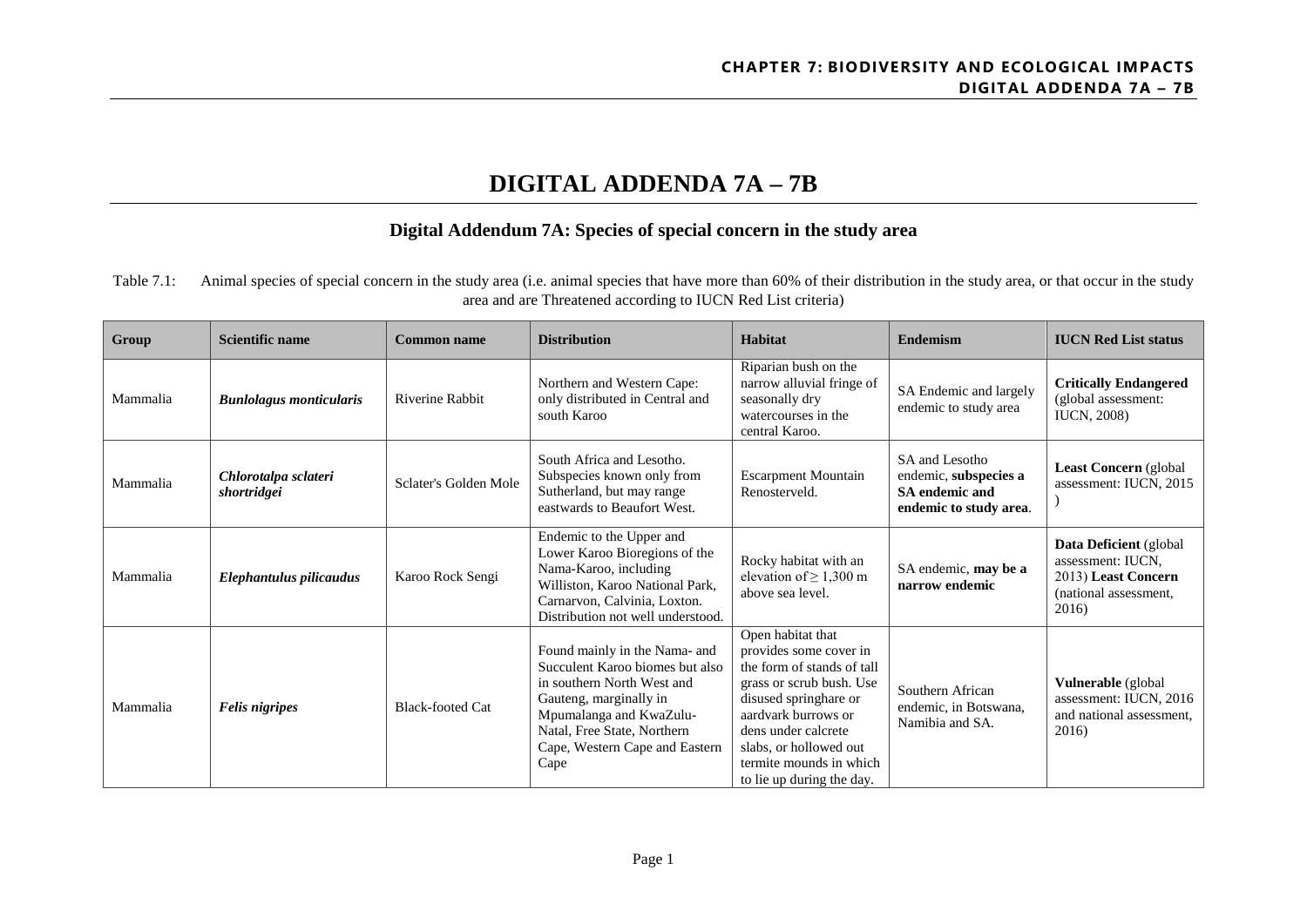# DIGITAL ADDENDA 7A – 7B

## Digital Addendum 7A: Species of special concern in the study area

Table 7.1: Animal species of special concern in the study area (i.e. animal species that have more than 60% of their distribution in the study area, or that occur in the study area and are Threatened according to IUCN Red List criteria)

| Group | Scientific name | Common name | Distribution | Habitat | Endemism | IUCN Red List status |
|---|---|---|---|---|---|---|
| Mammalia | ***Bunlolagus monticularis*** | Riverine Rabbit | Northern and Western Cape: only distributed in Central and south Karoo | Riparian bush on the narrow alluvial fringe of seasonally dry watercourses in the central Karoo. | SA Endemic and largely endemic to study area | **Critically Endangered** (global assessment: IUCN, 2008) |
| Mammalia | ***Chlorotalpa sclateri shortridgei*** | Sclater's Golden Mole | South Africa and Lesotho. Subspecies known only from Sutherland, but may range eastwards to Beaufort West. | Escarpment Mountain Renosterveld. | SA and Lesotho endemic, **subspecies a SA endemic and endemic to study area**. | **Least Concern** (global assessment: IUCN, 2015 ) |
| Mammalia | ***Elephantulus pilicaudus*** | Karoo Rock Sengi | Endemic to the Upper and Lower Karoo Bioregions of the Nama-Karoo, including Williston, Karoo National Park, Carnarvon, Calvinia, Loxton. Distribution not well understood. | Rocky habitat with an elevation of ≥ 1,300 m above sea level. | SA endemic, **may be a narrow endemic** | **Data Deficient** (global assessment: IUCN, 2013) **Least Concern** (national assessment, 2016) |
| Mammalia | ***Felis nigripes*** | Black-footed Cat | Found mainly in the Nama- and Succulent Karoo biomes but also in southern North West and Gauteng, marginally in Mpumalanga and KwaZulu-Natal, Free State, Northern Cape, Western Cape and Eastern Cape | Open habitat that provides some cover in the form of stands of tall grass or scrub bush. Use disused springhare or aardvark burrows or dens under calcrete slabs, or hollowed out termite mounds in which to lie up during the day. | Southern African endemic, in Botswana, Namibia and SA. | **Vulnerable** (global assessment: IUCN, 2016 and national assessment, 2016) |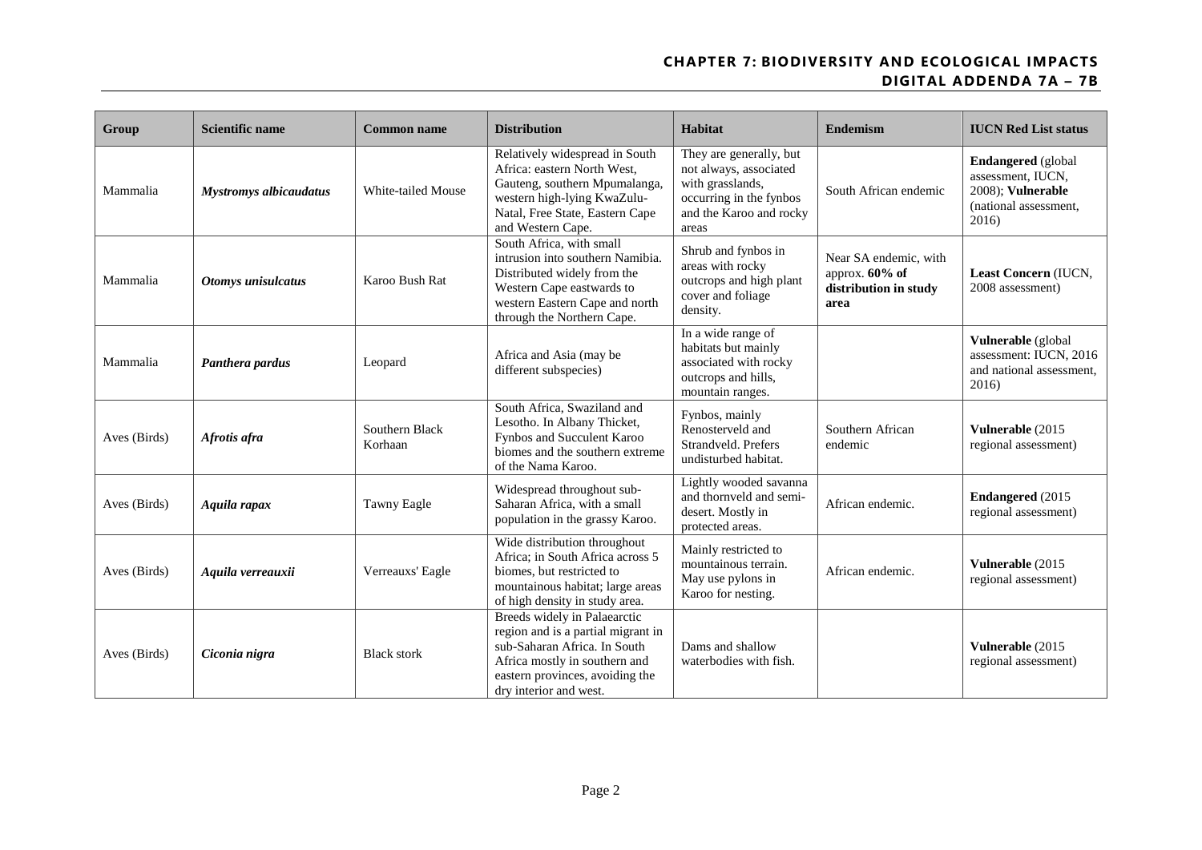| Group | Scientific name | Common name | Distribution | Habitat | Endemism | IUCN Red List status |
|---|---|---|---|---|---|---|
| Mammalia | ***Mystromys albicaudatus*** | White-tailed Mouse | Relatively widespread in South Africa: eastern North West, Gauteng, southern Mpumalanga, western high-lying KwaZulu-Natal, Free State, Eastern Cape and Western Cape. | They are generally, but not always, associated with grasslands, occurring in the fynbos and the Karoo and rocky areas | South African endemic | **Endangered** (global assessment, IUCN, 2008); **Vulnerable** (national assessment, 2016) |
| Mammalia | ***Otomys unisulcatus*** | Karoo Bush Rat | South Africa, with small intrusion into southern Namibia. Distributed widely from the Western Cape eastwards to western Eastern Cape and north through the Northern Cape. | Shrub and fynbos in areas with rocky outcrops and high plant cover and foliage density. | Near SA endemic, with approx. **60% of distribution in study area** | **Least Concern** (IUCN, 2008 assessment) |
| Mammalia | ***Panthera pardus*** | Leopard | Africa and Asia (may be different subspecies) | In a wide range of habitats but mainly associated with rocky outcrops and hills, mountain ranges. | | **Vulnerable** (global assessment: IUCN, 2016 and national assessment, 2016) |
| Aves (Birds) | ***Afrotis afra*** | Southern Black Korhaan | South Africa, Swaziland and Lesotho. In Albany Thicket, Fynbos and Succulent Karoo biomes and the southern extreme of the Nama Karoo. | Fynbos, mainly Renosterveld and Strandveld. Prefers undisturbed habitat. | Southern African endemic | **Vulnerable** (2015 regional assessment) |
| Aves (Birds) | ***Aquila rapax*** | Tawny Eagle | Widespread throughout sub-Saharan Africa, with a small population in the grassy Karoo. | Lightly wooded savanna and thornveld and semi-desert. Mostly in protected areas. | African endemic. | **Endangered** (2015 regional assessment) |
| Aves (Birds) | ***Aquila verreauxii*** | Verreauxs' Eagle | Wide distribution throughout Africa; in South Africa across 5 biomes, but restricted to mountainous habitat; large areas of high density in study area. | Mainly restricted to mountainous terrain. May use pylons in Karoo for nesting. | African endemic. | **Vulnerable** (2015 regional assessment) |
| Aves (Birds) | ***Ciconia nigra*** | Black stork | Breeds widely in Palaearctic region and is a partial migrant in sub-Saharan Africa. In South Africa mostly in southern and eastern provinces, avoiding the dry interior and west. | Dams and shallow waterbodies with fish. | | **Vulnerable** (2015 regional assessment) |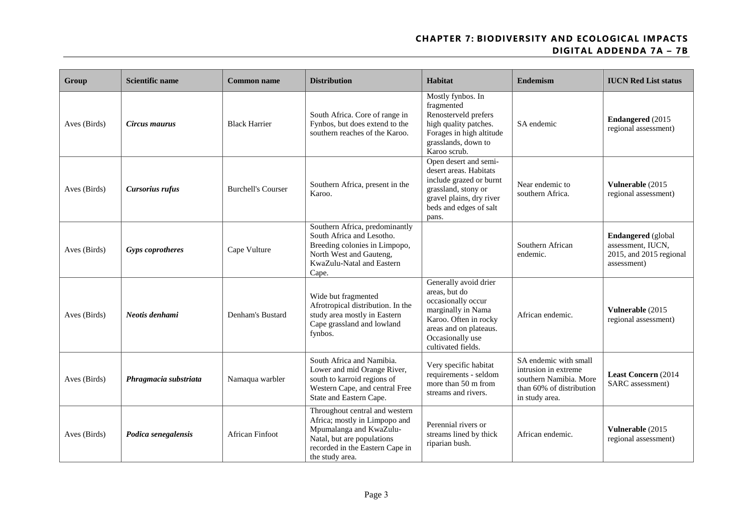| Group | Scientific name | Common name | Distribution | Habitat | Endemism | IUCN Red List status |
|---|---|---|---|---|---|---|
| Aves (Birds) | ***Circus maurus*** | Black Harrier | South Africa. Core of range in Fynbos, but does extend to the southern reaches of the Karoo. | Mostly fynbos. In fragmented Renosterveld prefers high quality patches. Forages in high altitude grasslands, down to Karoo scrub. | SA endemic | **Endangered** (2015 regional assessment) |
| Aves (Birds) | ***Cursorius rufus*** | Burchell's Courser | Southern Africa, present in the Karoo. | Open desert and semi-desert areas. Habitats include grazed or burnt grassland, stony or gravel plains, dry river beds and edges of salt pans. | Near endemic to southern Africa. | **Vulnerable** (2015 regional assessment) |
| Aves (Birds) | ***Gyps coprotheres*** | Cape Vulture | Southern Africa, predominantly South Africa and Lesotho. Breeding colonies in Limpopo, North West and Gauteng, KwaZulu-Natal and Eastern Cape. | | Southern African endemic. | **Endangered** (global assessment, IUCN, 2015, and 2015 regional assessment) |
| Aves (Birds) | ***Neotis denhami*** | Denham's Bustard | Wide but fragmented Afrotropical distribution. In the study area mostly in Eastern Cape grassland and lowland fynbos. | Generally avoid drier areas, but do occasionally occur marginally in Nama Karoo. Often in rocky areas and on plateaus. Occasionally use cultivated fields. | African endemic. | **Vulnerable** (2015 regional assessment) |
| Aves (Birds) | ***Phragmacia substriata*** | Namaqua warbler | South Africa and Namibia. Lower and mid Orange River, south to karroid regions of Western Cape, and central Free State and Eastern Cape. | Very specific habitat requirements - seldom more than 50 m from streams and rivers. | SA endemic with small intrusion in extreme southern Namibia. More than 60% of distribution in study area. | **Least Concern** (2014 SARC assessment) |
| Aves (Birds) | ***Podica senegalensis*** | African Finfoot | Throughout central and western Africa; mostly in Limpopo and Mpumalanga and KwaZulu-Natal, but are populations recorded in the Eastern Cape in the study area. | Perennial rivers or streams lined by thick riparian bush. | African endemic. | **Vulnerable** (2015 regional assessment) |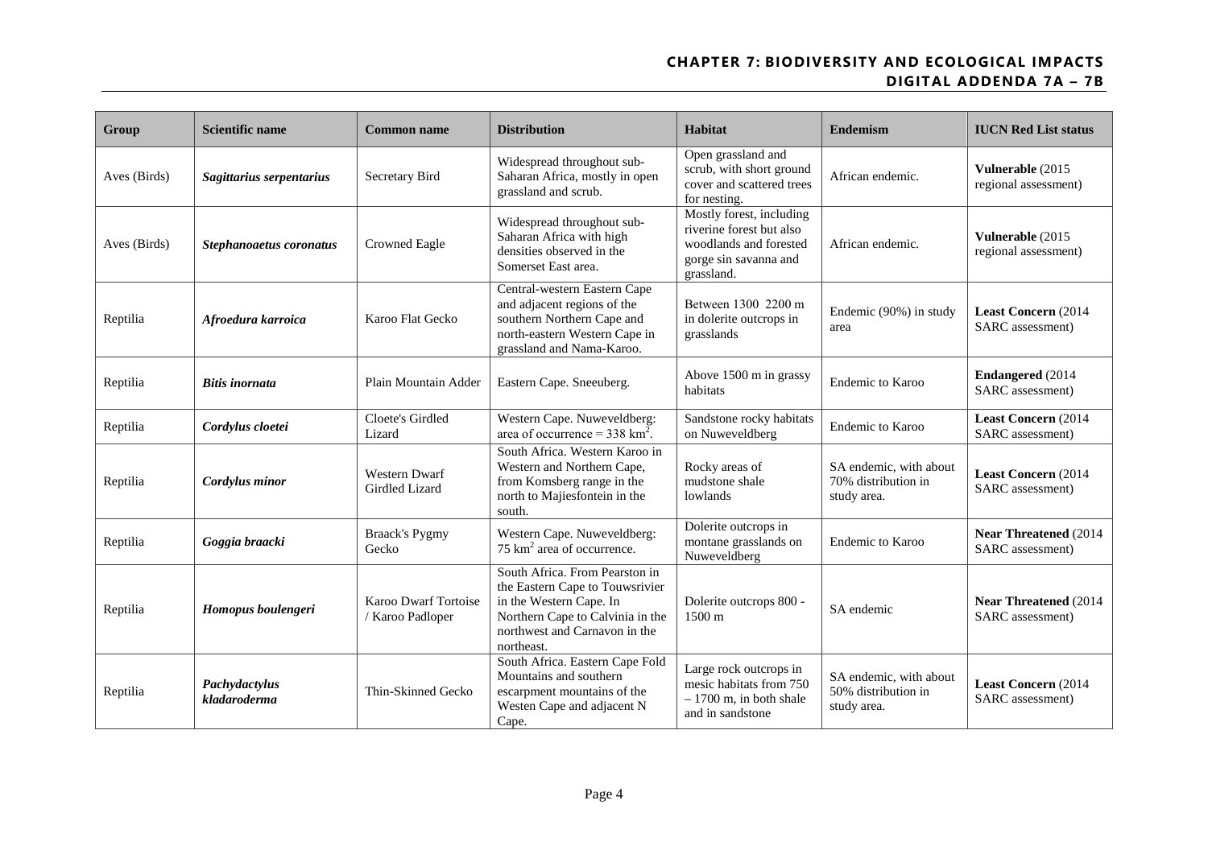| Group | Scientific name | Common name | Distribution | Habitat | Endemism | IUCN Red List status |
|---|---|---|---|---|---|---|
| Aves (Birds) | ***Sagittarius serpentarius*** | Secretary Bird | Widespread throughout sub-Saharan Africa, mostly in open grassland and scrub. | Open grassland and scrub, with short ground cover and scattered trees for nesting. | African endemic. | **Vulnerable** (2015 regional assessment) |
| Aves (Birds) | ***Stephanoaetus coronatus*** | Crowned Eagle | Widespread throughout sub-Saharan Africa with high densities observed in the Somerset East area. | Mostly forest, including riverine forest but also woodlands and forested gorge sin savanna and grassland. | African endemic. | **Vulnerable** (2015 regional assessment) |
| Reptilia | ***Afroedura karroica*** | Karoo Flat Gecko | Central-western Eastern Cape and adjacent regions of the southern Northern Cape and north-eastern Western Cape in grassland and Nama-Karoo. | Between 1300 2200 m in dolerite outcrops in grasslands | Endemic (90%) in study area | **Least Concern** (2014 SARC assessment) |
| Reptilia | ***Bitis inornata*** | Plain Mountain Adder | Eastern Cape. Sneeuberg. | Above 1500 m in grassy habitats | Endemic to Karoo | **Endangered** (2014 SARC assessment) |
| Reptilia | ***Cordylus cloetei*** | Cloete's Girdled Lizard | Western Cape. Nuweveldberg: area of occurrence = 338 $km^2$. | Sandstone rocky habitats on Nuweveldberg | Endemic to Karoo | **Least Concern** (2014 SARC assessment) |
| Reptilia | ***Cordylus minor*** | Western Dwarf Girdled Lizard | South Africa. Western Karoo in Western and Northern Cape, from Komsberg range in the north to Majiesfontein in the south. | Rocky areas of mudstone shale lowlands | SA endemic, with about 70% distribution in study area. | **Least Concern** (2014 SARC assessment) |
| Reptilia | ***Goggia braacki*** | Braack's Pygmy Gecko | Western Cape. Nuweveldberg: 75 $km^2$ area of occurrence. | Dolerite outcrops in montane grasslands on Nuweveldberg | Endemic to Karoo | **Near Threatened** (2014 SARC assessment) |
| Reptilia | ***Homopus boulengeri*** | Karoo Dwarf Tortoise / Karoo Padloper | South Africa. From Pearston in the Eastern Cape to Touwsrivier in the Western Cape. In Northern Cape to Calvinia in the northwest and Carnavon in the northeast. | Dolerite outcrops 800 - 1500 m | SA endemic | **Near Threatened** (2014 SARC assessment) |
| Reptilia | ***Pachydactylus kladaroderma*** | Thin-Skinned Gecko | South Africa. Eastern Cape Fold Mountains and southern escarpment mountains of the Westen Cape and adjacent N Cape. | Large rock outcrops in mesic habitats from 750 – 1700 m, in both shale and in sandstone | SA endemic, with about 50% distribution in study area. | **Least Concern** (2014 SARC assessment) |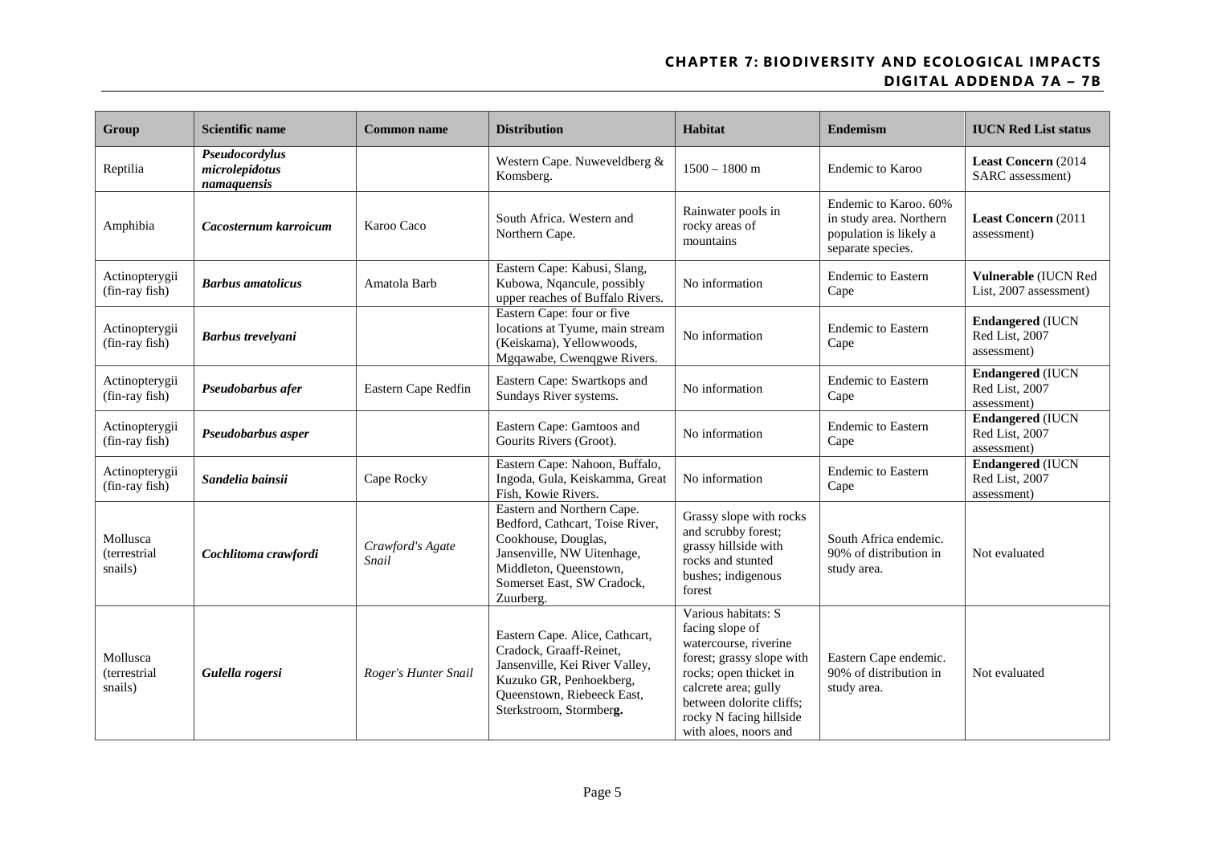| Group | Scientific name | Common name | Distribution | Habitat | Endemism | IUCN Red List status |
|---|---|---|---|---|---|---|
| Reptilia | ***Pseudocordylus microlepidotus namaquensis*** | | Western Cape. Nuweveldberg & Komsberg. | 1500 – 1800 m | Endemic to Karoo | **Least Concern** (2014 SARC assessment) |
| Amphibia | ***Cacosternum karroicum*** | Karoo Caco | South Africa. Western and Northern Cape. | Rainwater pools in rocky areas of mountains | Endemic to Karoo. 60% in study area. Northern population is likely a separate species. | **Least Concern** (2011 assessment) |
| Actinopterygii (fin-ray fish) | ***Barbus amatolicus*** | Amatola Barb | Eastern Cape: Kabusi, Slang, Kubowa, Nqancule, possibly upper reaches of Buffalo Rivers. | No information | Endemic to Eastern Cape | **Vulnerable** (IUCN Red List, 2007 assessment) |
| Actinopterygii (fin-ray fish) | ***Barbus trevelyani*** | | Eastern Cape: four or five locations at Tyume, main stream (Keiskama), Yellowwoods, Mgqawabe, Cwenqgwe Rivers. | No information | Endemic to Eastern Cape | **Endangered** (IUCN Red List, 2007 assessment) |
| Actinopterygii (fin-ray fish) | ***Pseudobarbus afer*** | Eastern Cape Redfin | Eastern Cape: Swartkops and Sundays River systems. | No information | Endemic to Eastern Cape | **Endangered** (IUCN Red List, 2007 assessment) |
| Actinopterygii (fin-ray fish) | ***Pseudobarbus asper*** | | Eastern Cape: Gamtoos and Gourits Rivers (Groot). | No information | Endemic to Eastern Cape | **Endangered** (IUCN Red List, 2007 assessment) |
| Actinopterygii (fin-ray fish) | ***Sandelia bainsii*** | Cape Rocky | Eastern Cape: Nahoon, Buffalo, Ingoda, Gula, Keiskamma, Great Fish, Kowie Rivers. | No information | Endemic to Eastern Cape | **Endangered** (IUCN Red List, 2007 assessment) |
| Mollusca (terrestrial snails) | ***Cochlitoma crawfordi*** | *Crawford's Agate Snail* | Eastern and Northern Cape. Bedford, Cathcart, Toise River, Cookhouse, Douglas, Jansenville, NW Uitenhage, Middleton, Queenstown, Somerset East, SW Cradock, Zuurberg. | Grassy slope with rocks and scrubby forest; grassy hillside with rocks and stunted bushes; indigenous forest | South Africa endemic. 90% of distribution in study area. | Not evaluated |
| Mollusca (terrestrial snails) | ***Gulella rogersi*** | *Roger's Hunter Snail* | Eastern Cape. Alice, Cathcart, Cradock, Graaff-Reinet, Jansenville, Kei River Valley, Kuzuko GR, Penhoekberg, Queenstown, Riebeeck East, Sterkstroom, Stormber**g.** | Various habitats: S facing slope of watercourse, riverine forest; grassy slope with rocks; open thicket in calcrete area; gully between dolorite cliffs; rocky N facing hillside with aloes, noors and | Eastern Cape endemic. 90% of distribution in study area. | Not evaluated |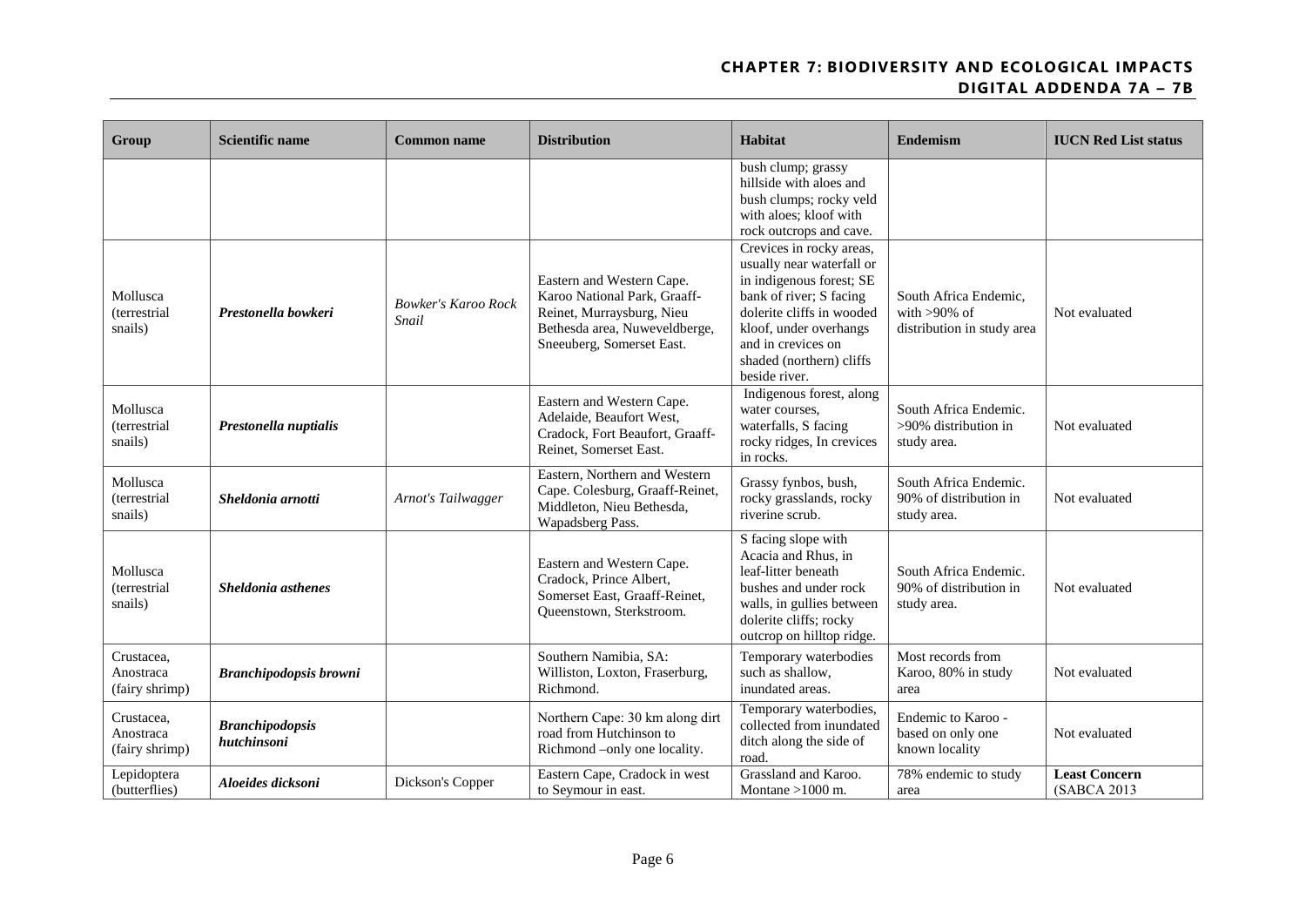| Group | Scientific name | Common name | Distribution | Habitat | Endemism | IUCN Red List status |
|---|---|---|---|---|---|---|
| | | | | bush clump; grassy hillside with aloes and bush clumps; rocky veld with aloes; kloof with rock outcrops and cave. | | |
| Mollusca (terrestrial snails) | ***Prestonella bowkeri*** | *Bowker's Karoo Rock Snail* | Eastern and Western Cape. Karoo National Park, Graaff-Reinet, Murraysburg, Nieu Bethesda area, Nuweveldberge, Sneeuberg, Somerset East. | Crevices in rocky areas, usually near waterfall or in indigenous forest; SE bank of river; S facing dolerite cliffs in wooded kloof, under overhangs and in crevices on shaded (northern) cliffs beside river. | South Africa Endemic, with >90% of distribution in study area | Not evaluated |
| Mollusca (terrestrial snails) | ***Prestonella nuptialis*** | | Eastern and Western Cape. Adelaide, Beaufort West, Cradock, Fort Beaufort, Graaff-Reinet, Somerset East. | Indigenous forest, along water courses, waterfalls, S facing rocky ridges, In crevices in rocks. | South Africa Endemic. >90% distribution in study area. | Not evaluated |
| Mollusca (terrestrial snails) | ***Sheldonia arnotti*** | *Arnot's Tailwagger* | Eastern, Northern and Western Cape. Colesburg, Graaff-Reinet, Middleton, Nieu Bethesda, Wapadsberg Pass. | Grassy fynbos, bush, rocky grasslands, rocky riverine scrub. | South Africa Endemic. 90% of distribution in study area. | Not evaluated |
| Mollusca (terrestrial snails) | ***Sheldonia asthenes*** | | Eastern and Western Cape. Cradock, Prince Albert, Somerset East, Graaff-Reinet, Queenstown, Sterkstroom. | S facing slope with Acacia and Rhus, in leaf-litter beneath bushes and under rock walls, in gullies between dolerite cliffs; rocky outcrop on hilltop ridge. | South Africa Endemic. 90% of distribution in study area. | Not evaluated |
| Crustacea, Anostraca (fairy shrimp) | ***Branchipodopsis browni*** | | Southern Namibia, SA: Williston, Loxton, Fraserburg, Richmond. | Temporary waterbodies such as shallow, inundated areas. | Most records from Karoo, 80% in study area | Not evaluated |
| Crustacea, Anostraca (fairy shrimp) | ***Branchipodopsis hutchinsoni*** | | Northern Cape: 30 km along dirt road from Hutchinson to Richmond –only one locality. | Temporary waterbodies, collected from inundated ditch along the side of road. | Endemic to Karoo - based on only one known locality | Not evaluated |
| Lepidoptera (butterflies) | ***Aloeides dicksoni*** | Dickson's Copper | Eastern Cape, Cradock in west to Seymour in east. | Grassland and Karoo. Montane >1000 m. | 78% endemic to study area | **Least Concern** (SABCA 2013 |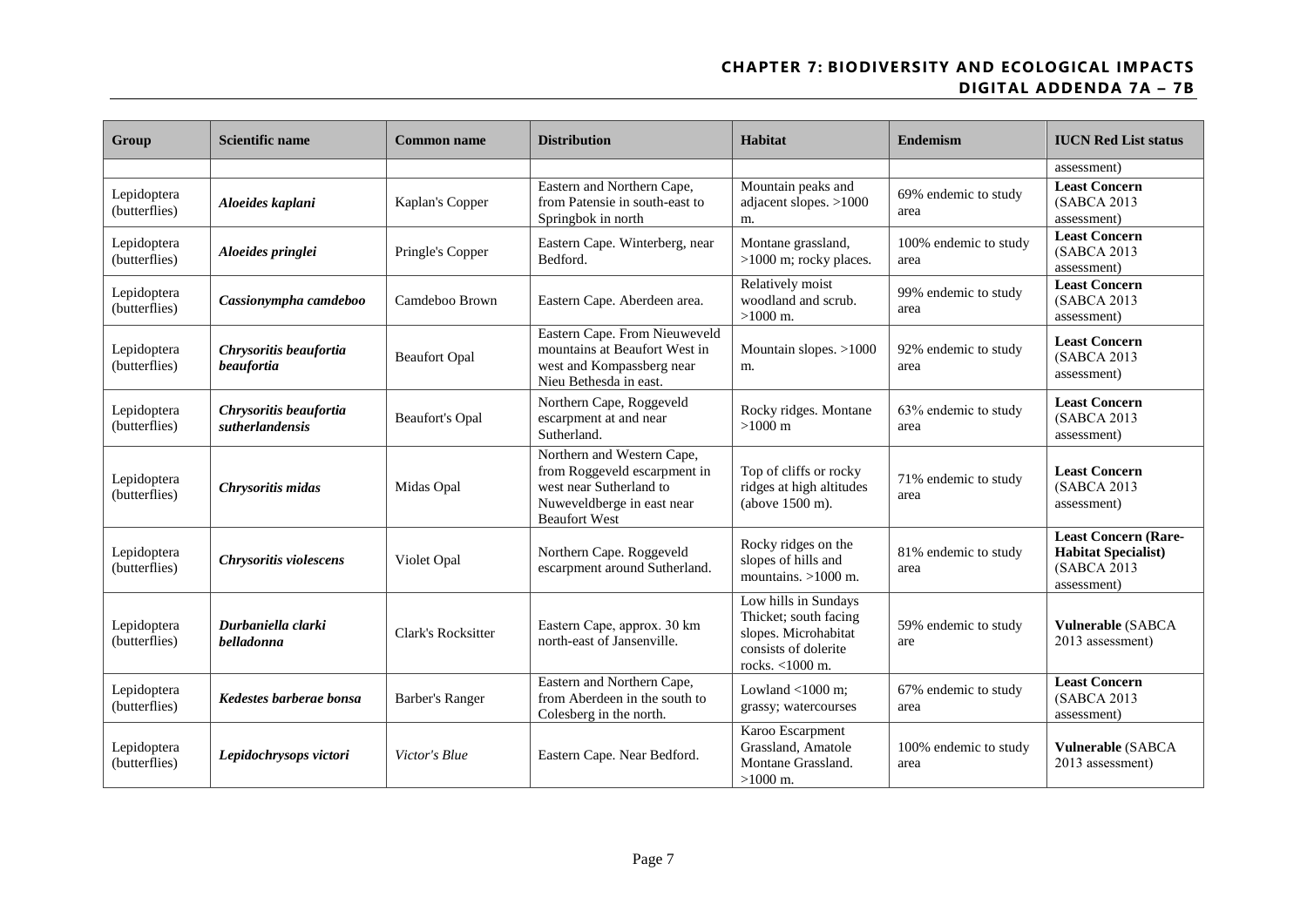| Group | Scientific name | Common name | Distribution | Habitat | Endemism | IUCN Red List status |
|---|---|---|---|---|---|---|
| | | | | | | assessment) |
| Lepidoptera (butterflies) | ***Aloeides kaplani*** | Kaplan's Copper | Eastern and Northern Cape, from Patensie in south-east to Springbok in north | Mountain peaks and adjacent slopes. >1000 m. | 69% endemic to study area | **Least Concern** (SABCA 2013 assessment) |
| Lepidoptera (butterflies) | ***Aloeides pringlei*** | Pringle's Copper | Eastern Cape. Winterberg, near Bedford. | Montane grassland, >1000 m; rocky places. | 100% endemic to study area | **Least Concern** (SABCA 2013 assessment) |
| Lepidoptera (butterflies) | ***Cassionympha camdeboo*** | Camdeboo Brown | Eastern Cape. Aberdeen area. | Relatively moist woodland and scrub. >1000 m. | 99% endemic to study area | **Least Concern** (SABCA 2013 assessment) |
| Lepidoptera (butterflies) | ***Chrysoritis beaufortia beaufortia*** | Beaufort Opal | Eastern Cape. From Nieuweveld mountains at Beaufort West in west and Kompassberg near Nieu Bethesda in east. | Mountain slopes. >1000 m. | 92% endemic to study area | **Least Concern** (SABCA 2013 assessment) |
| Lepidoptera (butterflies) | ***Chrysoritis beaufortia sutherlandensis*** | Beaufort's Opal | Northern Cape, Roggeveld escarpment at and near Sutherland. | Rocky ridges. Montane >1000 m | 63% endemic to study area | **Least Concern** (SABCA 2013 assessment) |
| Lepidoptera (butterflies) | ***Chrysoritis midas*** | Midas Opal | Northern and Western Cape, from Roggeveld escarpment in west near Sutherland to Nuweveldberge in east near Beaufort West | Top of cliffs or rocky ridges at high altitudes (above 1500 m). | 71% endemic to study area | **Least Concern** (SABCA 2013 assessment) |
| Lepidoptera (butterflies) | ***Chrysoritis violescens*** | Violet Opal | Northern Cape. Roggeveld escarpment around Sutherland. | Rocky ridges on the slopes of hills and mountains. >1000 m. | 81% endemic to study area | **Least Concern (Rare-Habitat Specialist)** (SABCA 2013 assessment) |
| Lepidoptera (butterflies) | ***Durbaniella clarki belladonna*** | Clark's Rocksitter | Eastern Cape, approx. 30 km north-east of Jansenville. | Low hills in Sundays Thicket; south facing slopes. Microhabitat consists of dolerite rocks. <1000 m. | 59% endemic to study are | **Vulnerable** (SABCA 2013 assessment) |
| Lepidoptera (butterflies) | ***Kedestes barberae bonsa*** | Barber's Ranger | Eastern and Northern Cape, from Aberdeen in the south to Colesberg in the north. | Lowland <1000 m; grassy; watercourses | 67% endemic to study area | **Least Concern** (SABCA 2013 assessment) |
| Lepidoptera (butterflies) | ***Lepidochrysops victori*** | *Victor's Blue* | Eastern Cape. Near Bedford. | Karoo Escarpment Grassland, Amatole Montane Grassland. >1000 m. | 100% endemic to study area | **Vulnerable** (SABCA 2013 assessment) |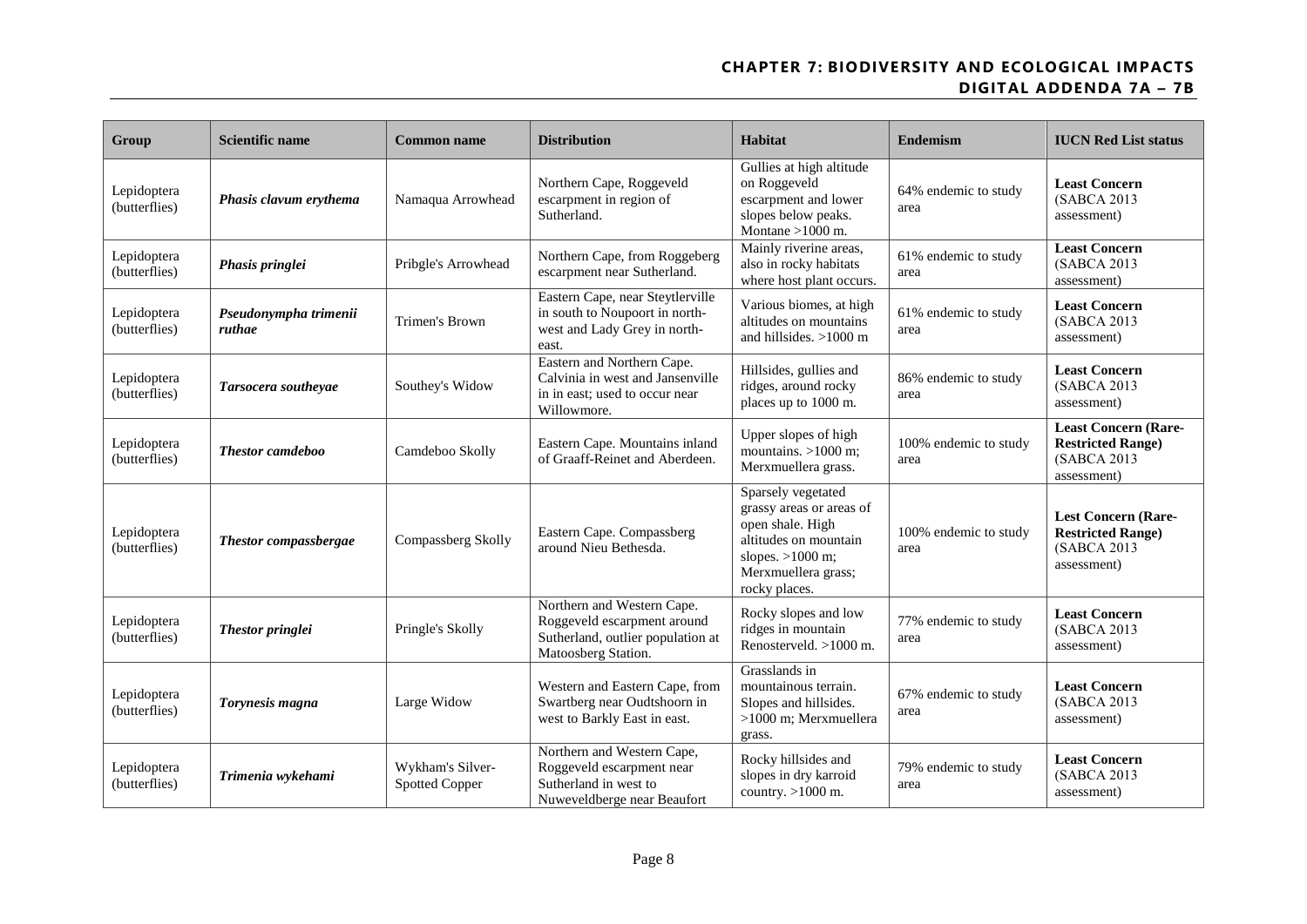| Group | Scientific name | Common name | Distribution | Habitat | Endemism | IUCN Red List status |
|---|---|---|---|---|---|---|
| Lepidoptera (butterflies) | ***Phasis clavum erythema*** | Namaqua Arrowhead | Northern Cape, Roggeveld escarpment in region of Sutherland. | Gullies at high altitude on Roggeveld escarpment and lower slopes below peaks. Montane >1000 m. | 64% endemic to study area | **Least Concern** (SABCA 2013 assessment) |
| Lepidoptera (butterflies) | ***Phasis pringlei*** | Pribgle's Arrowhead | Northern Cape, from Roggeberg escarpment near Sutherland. | Mainly riverine areas, also in rocky habitats where host plant occurs. | 61% endemic to study area | **Least Concern** (SABCA 2013 assessment) |
| Lepidoptera (butterflies) | ***Pseudonympha trimenii ruthae*** | Trimen's Brown | Eastern Cape, near Steytlerville in south to Noupoort in north-west and Lady Grey in north-east. | Various biomes, at high altitudes on mountains and hillsides. >1000 m | 61% endemic to study area | **Least Concern** (SABCA 2013 assessment) |
| Lepidoptera (butterflies) | ***Tarsocera southeyae*** | Southey's Widow | Eastern and Northern Cape. Calvinia in west and Jansenville in in east; used to occur near Willowmore. | Hillsides, gullies and ridges, around rocky places up to 1000 m. | 86% endemic to study area | **Least Concern** (SABCA 2013 assessment) |
| Lepidoptera (butterflies) | ***Thestor camdeboo*** | Camdeboo Skolly | Eastern Cape. Mountains inland of Graaff-Reinet and Aberdeen. | Upper slopes of high mountains. >1000 m; Merxmuellera grass. | 100% endemic to study area | **Least Concern (Rare-Restricted Range)** (SABCA 2013 assessment) |
| Lepidoptera (butterflies) | ***Thestor compassbergae*** | Compassberg Skolly | Eastern Cape. Compassberg around Nieu Bethesda. | Sparsely vegetated grassy areas or areas of open shale. High altitudes on mountain slopes. >1000 m; Merxmuellera grass; rocky places. | 100% endemic to study area | **Lest Concern (Rare-Restricted Range)** (SABCA 2013 assessment) |
| Lepidoptera (butterflies) | ***Thestor pringlei*** | Pringle's Skolly | Northern and Western Cape. Roggeveld escarpment around Sutherland, outlier population at Matoosberg Station. | Rocky slopes and low ridges in mountain Renosterveld. >1000 m. | 77% endemic to study area | **Least Concern** (SABCA 2013 assessment) |
| Lepidoptera (butterflies) | ***Torynesis magna*** | Large Widow | Western and Eastern Cape, from Swartberg near Oudtshoorn in west to Barkly East in east. | Grasslands in mountainous terrain. Slopes and hillsides. >1000 m; Merxmuellera grass. | 67% endemic to study area | **Least Concern** (SABCA 2013 assessment) |
| Lepidoptera (butterflies) | ***Trimenia wykehami*** | Wykham's Silver-Spotted Copper | Northern and Western Cape, Roggeveld escarpment near Sutherland in west to Nuweveldberge near Beaufort | Rocky hillsides and slopes in dry karroid country. >1000 m. | 79% endemic to study area | **Least Concern** (SABCA 2013 assessment) |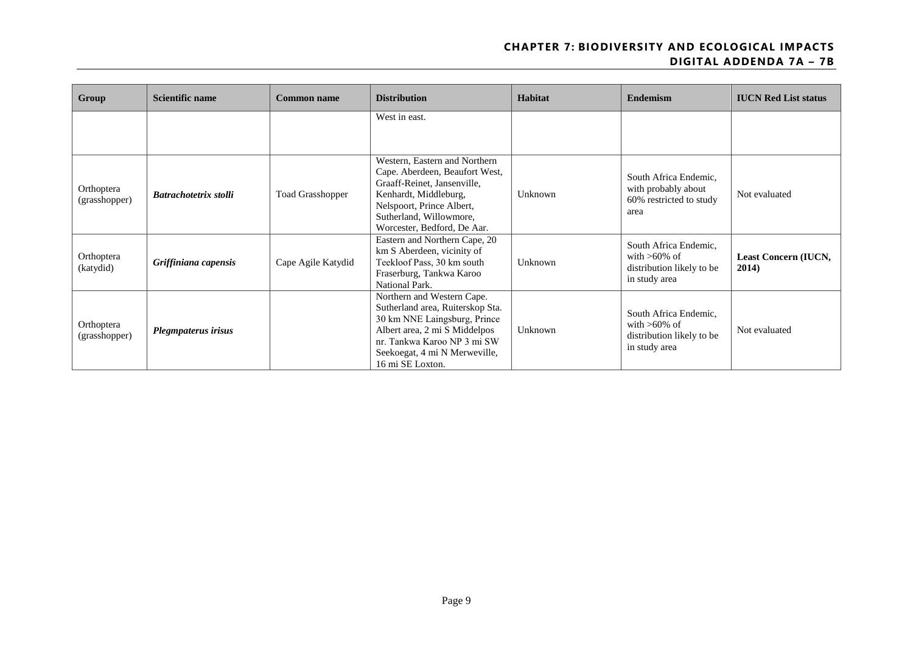| Group | Scientific name | Common name | Distribution | Habitat | Endemism | IUCN Red List status |
|---|---|---|---|---|---|---|
| | | | West in east. | | | |
| Orthoptera (grasshopper) | ***Batrachotetrix stolli*** | Toad Grasshopper | Western, Eastern and Northern Cape. Aberdeen, Beaufort West, Graaff-Reinet, Jansenville, Kenhardt, Middleburg, Nelspoort, Prince Albert, Sutherland, Willowmore, Worcester, Bedford, De Aar. | Unknown | South Africa Endemic, with probably about 60% restricted to study area | Not evaluated |
| Orthoptera (katydid) | ***Griffiniana capensis*** | Cape Agile Katydid | Eastern and Northern Cape, 20 km S Aberdeen, vicinity of Teekloof Pass, 30 km south Fraserburg, Tankwa Karoo National Park. | Unknown | South Africa Endemic, with >60% of distribution likely to be in study area | **Least Concern (IUCN, 2014)** |
| Orthoptera (grasshopper) | ***Plegmpaterus irisus*** | | Northern and Western Cape. Sutherland area, Ruiterskop Sta. 30 km NNE Laingsburg, Prince Albert area, 2 mi S Middelpos nr. Tankwa Karoo NP 3 mi SW Seekoegat, 4 mi N Merweville, 16 mi SE Loxton. | Unknown | South Africa Endemic, with >60% of distribution likely to be in study area | Not evaluated |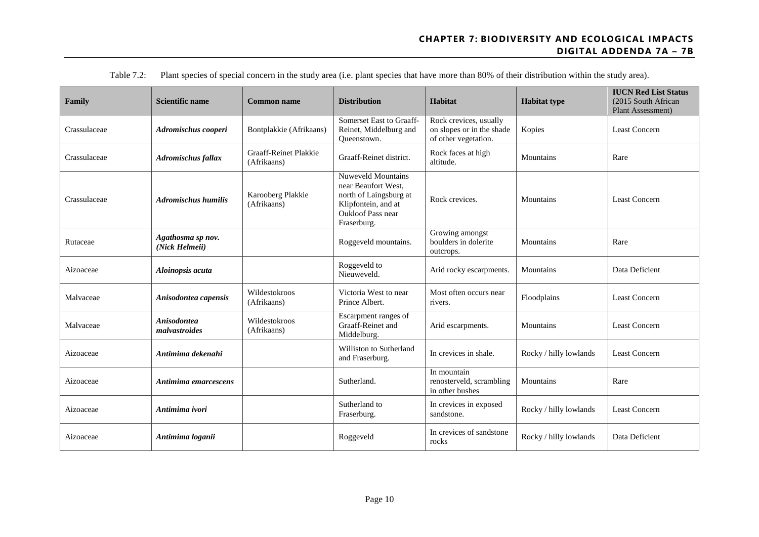Table 7.2: Plant species of special concern in the study area (i.e. plant species that have more than 80% of their distribution within the study area).

| Family | Scientific name | Common name | Distribution | Habitat | Habitat type | IUCN Red List Status (2015 South African Plant Assessment) |
|---|---|---|---|---|---|---|
| Crassulaceae | ***Adromischus cooperi*** | Bontplakkie (Afrikaans) | Somerset East to Graaff-Reinet, Middelburg and Queenstown. | Rock crevices, usually on slopes or in the shade of other vegetation. | Kopies | Least Concern |
| Crassulaceae | ***Adromischus fallax*** | Graaff-Reinet Plakkie (Afrikaans) | Graaff-Reinet district. | Rock faces at high altitude. | Mountains | Rare |
| Crassulaceae | ***Adromischus humilis*** | Karooberg Plakkie (Afrikaans) | Nuweveld Mountains near Beaufort West, north of Laingsburg at Klipfontein, and at Oukloof Pass near Fraserburg. | Rock crevices. | Mountains | Least Concern |
| Rutaceae | ***Agathosma sp nov. (Nick Helmeii)*** | | Roggeveld mountains. | Growing amongst boulders in dolerite outcrops. | Mountains | Rare |
| Aizoaceae | ***Aloinopsis acuta*** | | Roggeveld to Nieuweveld. | Arid rocky escarpments. | Mountains | Data Deficient |
| Malvaceae | ***Anisodontea capensis*** | Wildestokroos (Afrikaans) | Victoria West to near Prince Albert. | Most often occurs near rivers. | Floodplains | Least Concern |
| Malvaceae | ***Anisodontea malvastroides*** | Wildestokroos (Afrikaans) | Escarpment ranges of Graaff-Reinet and Middelburg. | Arid escarpments. | Mountains | Least Concern |
| Aizoaceae | ***Antimima dekenahi*** | | Williston to Sutherland and Fraserburg. | In crevices in shale. | Rocky / hilly lowlands | Least Concern |
| Aizoaceae | ***Antimima emarcescens*** | | Sutherland. | In mountain renosterveld, scrambling in other bushes | Mountains | Rare |
| Aizoaceae | ***Antimima ivori*** | | Sutherland to Fraserburg. | In crevices in exposed sandstone. | Rocky / hilly lowlands | Least Concern |
| Aizoaceae | ***Antimima loganii*** | | Roggeveld | In crevices of sandstone rocks | Rocky / hilly lowlands | Data Deficient |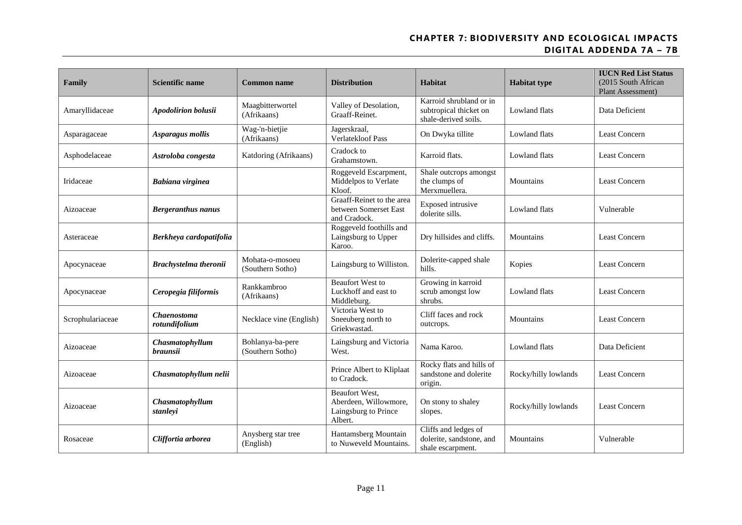| Family | Scientific name | Common name | Distribution | Habitat | Habitat type | IUCN Red List Status (2015 South African Plant Assessment) |
|---|---|---|---|---|---|---|
| Amaryllidaceae | ***Apodolirion bolusii*** | Maagbitterwortel (Afrikaans) | Valley of Desolation, Graaff-Reinet. | Karroid shrubland or in subtropical thicket on shale-derived soils. | Lowland flats | Data Deficient |
| Asparagaceae | ***Asparagus mollis*** | Wag-'n-bietjie (Afrikaans) | Jagerskraal, Verlatekloof Pass | On Dwyka tillite | Lowland flats | Least Concern |
| Asphodelaceae | ***Astroloba congesta*** | Katdoring (Afrikaans) | Cradock to Grahamstown. | Karroid flats. | Lowland flats | Least Concern |
| Iridaceae | ***Babiana virginea*** | | Roggeveld Escarpment, Middelpos to Verlate Kloof. | Shale outcrops amongst the clumps of Merxmuellera. | Mountains | Least Concern |
| Aizoaceae | ***Bergeranthus nanus*** | | Graaff-Reinet to the area between Somerset East and Cradock. | Exposed intrusive dolerite sills. | Lowland flats | Vulnerable |
| Asteraceae | ***Berkheya cardopatifolia*** | | Roggeveld foothills and Laingsburg to Upper Karoo. | Dry hillsides and cliffs. | Mountains | Least Concern |
| Apocynaceae | ***Brachystelma theronii*** | Mohata-o-mosoeu (Southern Sotho) | Laingsburg to Williston. | Dolerite-capped shale hills. | Kopies | Least Concern |
| Apocynaceae | ***Ceropegia filiformis*** | Rankkambroo (Afrikaans) | Beaufort West to Luckhoff and east to Middleburg. | Growing in karroid scrub amongst low shrubs. | Lowland flats | Least Concern |
| Scrophulariaceae | ***Chaenostoma rotundifolium*** | Necklace vine (English) | Victoria West to Sneeuberg north to Griekwastad. | Cliff faces and rock outcrops. | Mountains | Least Concern |
| Aizoaceae | ***Chasmatophyllum braunsii*** | Bohlanya-ba-pere (Southern Sotho) | Laingsburg and Victoria West. | Nama Karoo. | Lowland flats | Data Deficient |
| Aizoaceae | ***Chasmatophyllum nelii*** | | Prince Albert to Kliplaat to Cradock. | Rocky flats and hills of sandstone and dolerite origin. | Rocky/hilly lowlands | Least Concern |
| Aizoaceae | ***Chasmatophyllum stanleyi*** | | Beaufort West, Aberdeen, Willowmore, Laingsburg to Prince Albert. | On stony to shaley slopes. | Rocky/hilly lowlands | Least Concern |
| Rosaceae | ***Cliffortia arborea*** | Anysberg star tree (English) | Hantamsberg Mountain to Nuweveld Mountains. | Cliffs and ledges of dolerite, sandstone, and shale escarpment. | Mountains | Vulnerable |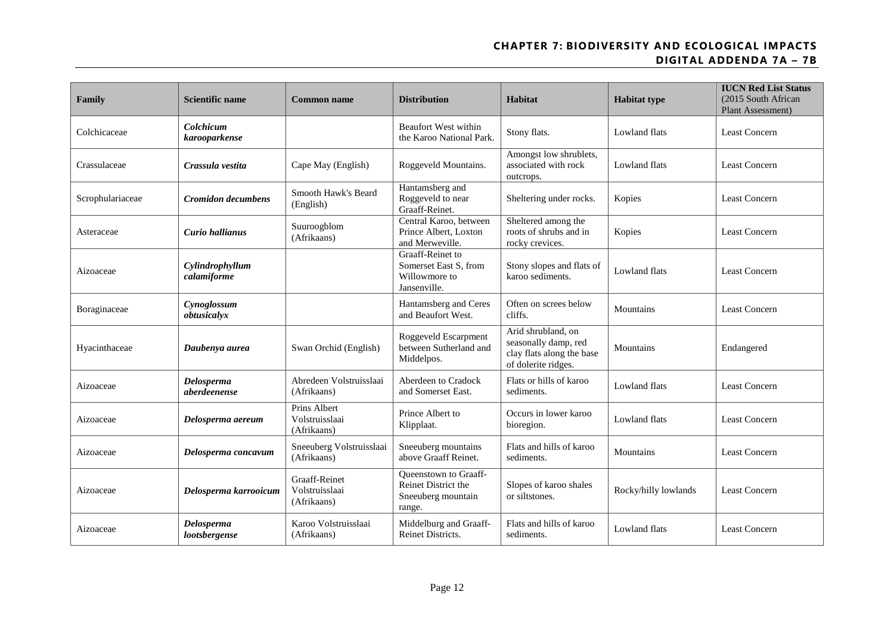| Family | Scientific name | Common name | Distribution | Habitat | Habitat type | IUCN Red List Status (2015 South African Plant Assessment) |
|---|---|---|---|---|---|---|
| Colchicaceae | ***Colchicum karooparkense*** | | Beaufort West within the Karoo National Park. | Stony flats. | Lowland flats | Least Concern |
| Crassulaceae | ***Crassula vestita*** | Cape May (English) | Roggeveld Mountains. | Amongst low shrublets, associated with rock outcrops. | Lowland flats | Least Concern |
| Scrophulariaceae | ***Cromidon decumbens*** | Smooth Hawk's Beard (English) | Hantamsberg and Roggeveld to near Graaff-Reinet. | Sheltering under rocks. | Kopies | Least Concern |
| Asteraceae | ***Curio hallianus*** | Suuroogblom (Afrikaans) | Central Karoo, between Prince Albert, Loxton and Merweville. | Sheltered among the roots of shrubs and in rocky crevices. | Kopies | Least Concern |
| Aizoaceae | ***Cylindrophyllum calamiforme*** | | Graaff-Reinet to Somerset East S, from Willowmore to Jansenville. | Stony slopes and flats of karoo sediments. | Lowland flats | Least Concern |
| Boraginaceae | ***Cynoglossum obtusicalyx*** | | Hantamsberg and Ceres and Beaufort West. | Often on screes below cliffs. | Mountains | Least Concern |
| Hyacinthaceae | ***Daubenya aurea*** | Swan Orchid (English) | Roggeveld Escarpment between Sutherland and Middelpos. | Arid shrubland, on seasonally damp, red clay flats along the base of dolerite ridges. | Mountains | Endangered |
| Aizoaceae | ***Delosperma aberdeenense*** | Abredeen Volstruisslaai (Afrikaans) | Aberdeen to Cradock and Somerset East. | Flats or hills of karoo sediments. | Lowland flats | Least Concern |
| Aizoaceae | ***Delosperma aereum*** | Prins Albert Volstruisslaai (Afrikaans) | Prince Albert to Klipplaat. | Occurs in lower karoo bioregion. | Lowland flats | Least Concern |
| Aizoaceae | ***Delosperma concavum*** | Sneeuberg Volstruisslaai (Afrikaans) | Sneeuberg mountains above Graaff Reinet. | Flats and hills of karoo sediments. | Mountains | Least Concern |
| Aizoaceae | ***Delosperma karrooicum*** | Graaff-Reinet Volstruisslaai (Afrikaans) | Queenstown to Graaff-Reinet District the Sneeuberg mountain range. | Slopes of karoo shales or siltstones. | Rocky/hilly lowlands | Least Concern |
| Aizoaceae | ***Delosperma lootsbergense*** | Karoo Volstruisslaai (Afrikaans) | Middelburg and Graaff-Reinet Districts. | Flats and hills of karoo sediments. | Lowland flats | Least Concern |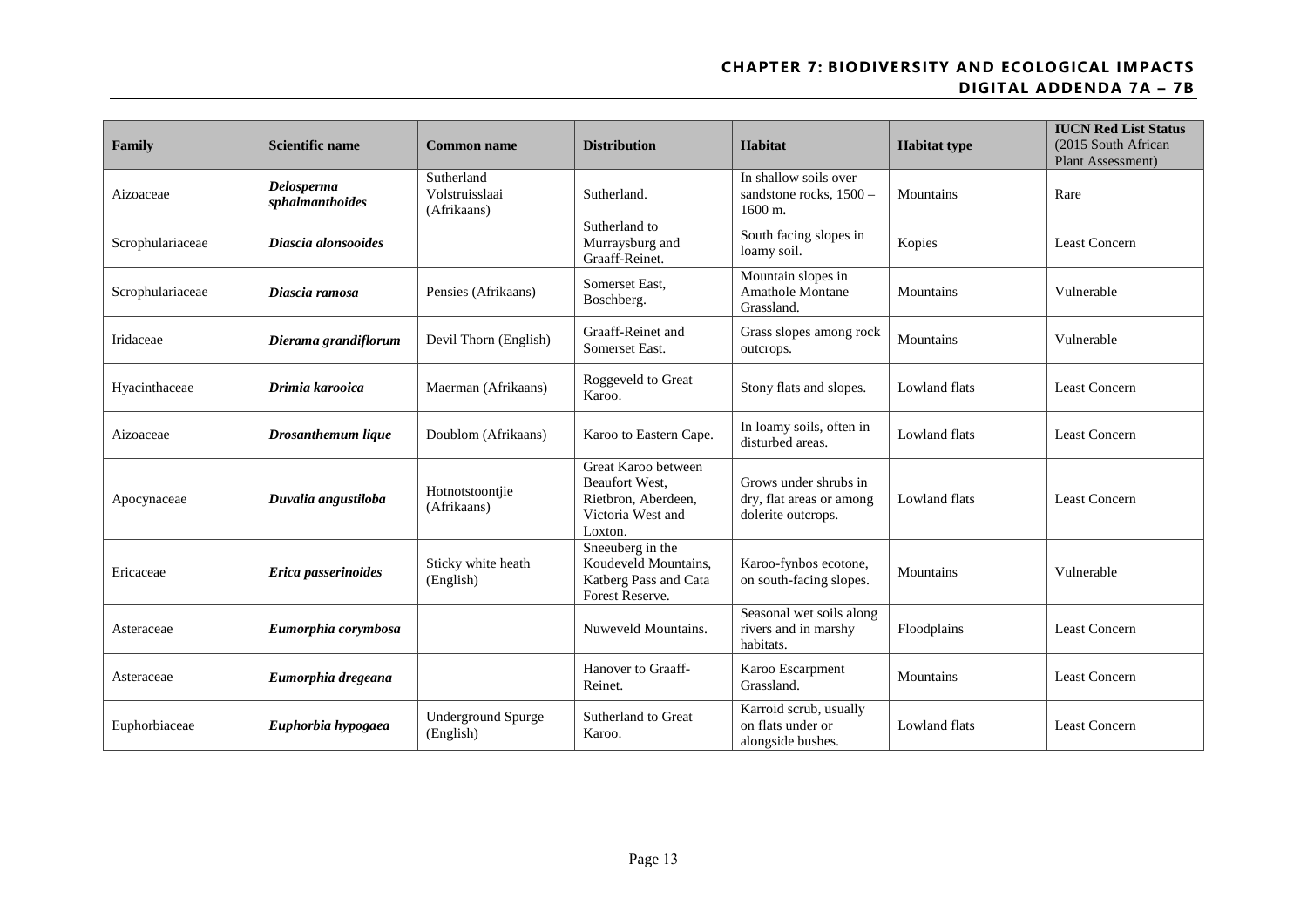| Family | Scientific name | Common name | Distribution | Habitat | Habitat type | IUCN Red List Status (2015 South African Plant Assessment) |
|---|---|---|---|---|---|---|
| Aizoaceae | ***Delosperma sphalmanthoides*** | Sutherland Volstruisslaai (Afrikaans) | Sutherland. | In shallow soils over sandstone rocks, 1500 – 1600 m. | Mountains | Rare |
| Scrophulariaceae | ***Diascia alonsooides*** | | Sutherland to Murraysburg and Graaff-Reinet. | South facing slopes in loamy soil. | Kopies | Least Concern |
| Scrophulariaceae | ***Diascia ramosa*** | Pensies (Afrikaans) | Somerset East, Boschberg. | Mountain slopes in Amathole Montane Grassland. | Mountains | Vulnerable |
| Iridaceae | ***Dierama grandiflorum*** | Devil Thorn (English) | Graaff-Reinet and Somerset East. | Grass slopes among rock outcrops. | Mountains | Vulnerable |
| Hyacinthaceae | ***Drimia karooica*** | Maerman (Afrikaans) | Roggeveld to Great Karoo. | Stony flats and slopes. | Lowland flats | Least Concern |
| Aizoaceae | ***Drosanthemum lique*** | Doublom (Afrikaans) | Karoo to Eastern Cape. | In loamy soils, often in disturbed areas. | Lowland flats | Least Concern |
| Apocynaceae | ***Duvalia angustiloba*** | Hotnotstoontjie (Afrikaans) | Great Karoo between Beaufort West, Rietbron, Aberdeen, Victoria West and Loxton. | Grows under shrubs in dry, flat areas or among dolerite outcrops. | Lowland flats | Least Concern |
| Ericaceae | ***Erica passerinoides*** | Sticky white heath (English) | Sneeuberg in the Koudeveld Mountains, Katberg Pass and Cata Forest Reserve. | Karoo-fynbos ecotone, on south-facing slopes. | Mountains | Vulnerable |
| Asteraceae | ***Eumorphia corymbosa*** | | Nuweveld Mountains. | Seasonal wet soils along rivers and in marshy habitats. | Floodplains | Least Concern |
| Asteraceae | ***Eumorphia dregeana*** | | Hanover to Graaff-Reinet. | Karoo Escarpment Grassland. | Mountains | Least Concern |
| Euphorbiaceae | ***Euphorbia hypogaea*** | Underground Spurge (English) | Sutherland to Great Karoo. | Karroid scrub, usually on flats under or alongside bushes. | Lowland flats | Least Concern |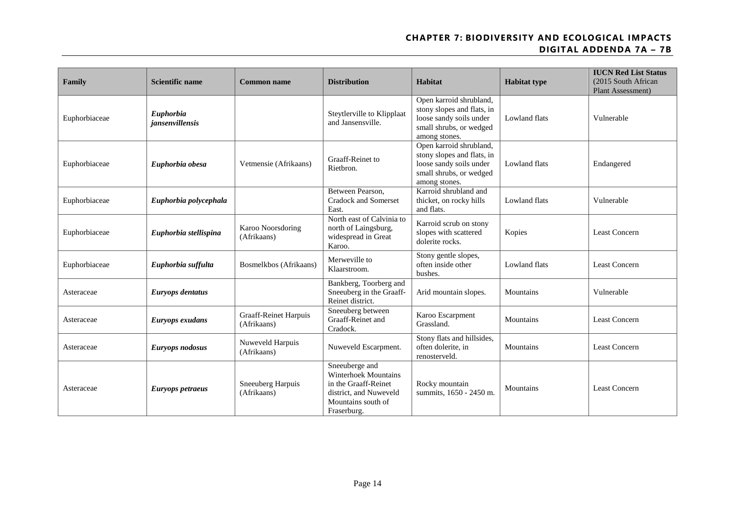| Family | Scientific name | Common name | Distribution | Habitat | Habitat type | IUCN Red List Status (2015 South African Plant Assessment) |
|---|---|---|---|---|---|---|
| Euphorbiaceae | ***Euphorbia jansenvillensis*** | | Steytlerville to Klipplaat and Jansensville. | Open karroid shrubland, stony slopes and flats, in loose sandy soils under small shrubs, or wedged among stones. | Lowland flats | Vulnerable |
| Euphorbiaceae | ***Euphorbia obesa*** | Vetmensie (Afrikaans) | Graaff-Reinet to Rietbron. | Open karroid shrubland, stony slopes and flats, in loose sandy soils under small shrubs, or wedged among stones. | Lowland flats | Endangered |
| Euphorbiaceae | ***Euphorbia polycephala*** | | Between Pearson, Cradock and Somerset East. | Karroid shrubland and thicket, on rocky hills and flats. | Lowland flats | Vulnerable |
| Euphorbiaceae | ***Euphorbia stellispina*** | Karoo Noorsdoring (Afrikaans) | North east of Calvinia to north of Laingsburg, widespread in Great Karoo. | Karroid scrub on stony slopes with scattered dolerite rocks. | Kopies | Least Concern |
| Euphorbiaceae | ***Euphorbia suffulta*** | Bosmelkbos (Afrikaans) | Merweville to Klaarstroom. | Stony gentle slopes, often inside other bushes. | Lowland flats | Least Concern |
| Asteraceae | ***Euryops dentatus*** | | Bankberg, Toorberg and Sneeuberg in the Graaff-Reinet district. | Arid mountain slopes. | Mountains | Vulnerable |
| Asteraceae | ***Euryops exudans*** | Graaff-Reinet Harpuis (Afrikaans) | Sneeuberg between Graaff-Reinet and Cradock. | Karoo Escarpment Grassland. | Mountains | Least Concern |
| Asteraceae | ***Euryops nodosus*** | Nuweveld Harpuis (Afrikaans) | Nuweveld Escarpment. | Stony flats and hillsides, often dolerite, in renosterveld. | Mountains | Least Concern |
| Asteraceae | ***Euryops petraeus*** | Sneeuberg Harpuis (Afrikaans) | Sneeuberge and Winterhoek Mountains in the Graaff-Reinet district, and Nuweveld Mountains south of Fraserburg. | Rocky mountain summits, 1650 - 2450 m. | Mountains | Least Concern |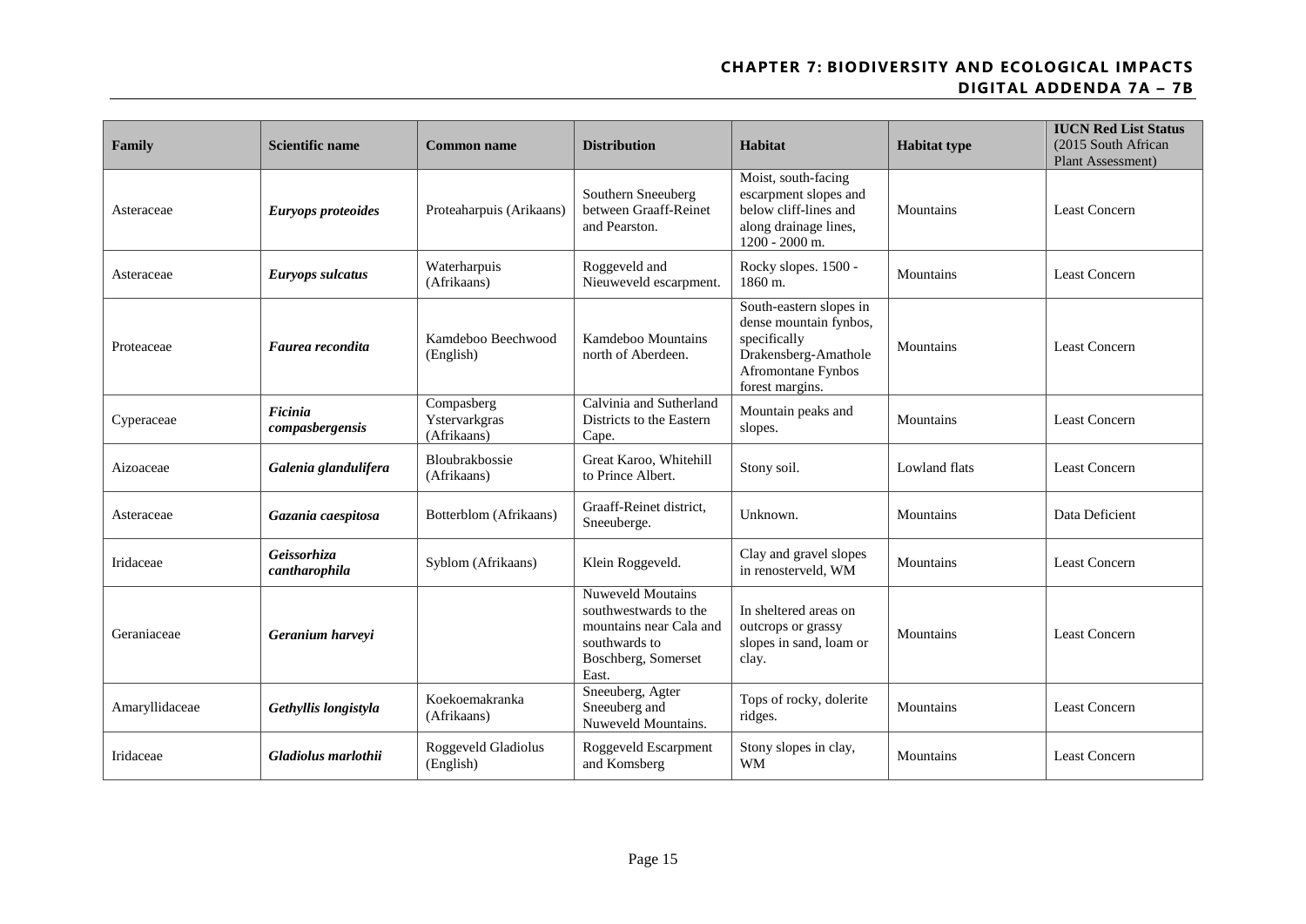| Family | Scientific name | Common name | Distribution | Habitat | Habitat type | IUCN Red List Status (2015 South African Plant Assessment) |
|---|---|---|---|---|---|---|
| Asteraceae | ***Euryops proteoides*** | Proteaharpuis (Arikaans) | Southern Sneeuberg between Graaff-Reinet and Pearston. | Moist, south-facing escarpment slopes and below cliff-lines and along drainage lines, 1200 - 2000 m. | Mountains | Least Concern |
| Asteraceae | ***Euryops sulcatus*** | Waterharpuis (Afrikaans) | Roggeveld and Nieuweveld escarpment. | Rocky slopes. 1500 - 1860 m. | Mountains | Least Concern |
| Proteaceae | ***Faurea recondita*** | Kamdeboo Beechwood (English) | Kamdeboo Mountains north of Aberdeen. | South-eastern slopes in dense mountain fynbos, specifically Drakensberg-Amathole Afromontane Fynbos forest margins. | Mountains | Least Concern |
| Cyperaceae | ***Ficinia compasbergensis*** | Compasberg Ystervarkgras (Afrikaans) | Calvinia and Sutherland Districts to the Eastern Cape. | Mountain peaks and slopes. | Mountains | Least Concern |
| Aizoaceae | ***Galenia glandulifera*** | Bloubrakbossie (Afrikaans) | Great Karoo, Whitehill to Prince Albert. | Stony soil. | Lowland flats | Least Concern |
| Asteraceae | ***Gazania caespitosa*** | Botterblom (Afrikaans) | Graaff-Reinet district, Sneeuberge. | Unknown. | Mountains | Data Deficient |
| Iridaceae | ***Geissorhiza cantharophila*** | Syblom (Afrikaans) | Klein Roggeveld. | Clay and gravel slopes in renosterveld, WM | Mountains | Least Concern |
| Geraniaceae | ***Geranium harveyi*** | | Nuweveld Moutains southwestwards to the mountains near Cala and southwards to Boschberg, Somerset East. | In sheltered areas on outcrops or grassy slopes in sand, loam or clay. | Mountains | Least Concern |
| Amaryllidaceae | ***Gethyllis longistyla*** | Koekoemakranka (Afrikaans) | Sneeuberg, Agter Sneeuberg and Nuweveld Mountains. | Tops of rocky, dolerite ridges. | Mountains | Least Concern |
| Iridaceae | ***Gladiolus marlothii*** | Roggeveld Gladiolus (English) | Roggeveld Escarpment and Komsberg | Stony slopes in clay, WM | Mountains | Least Concern |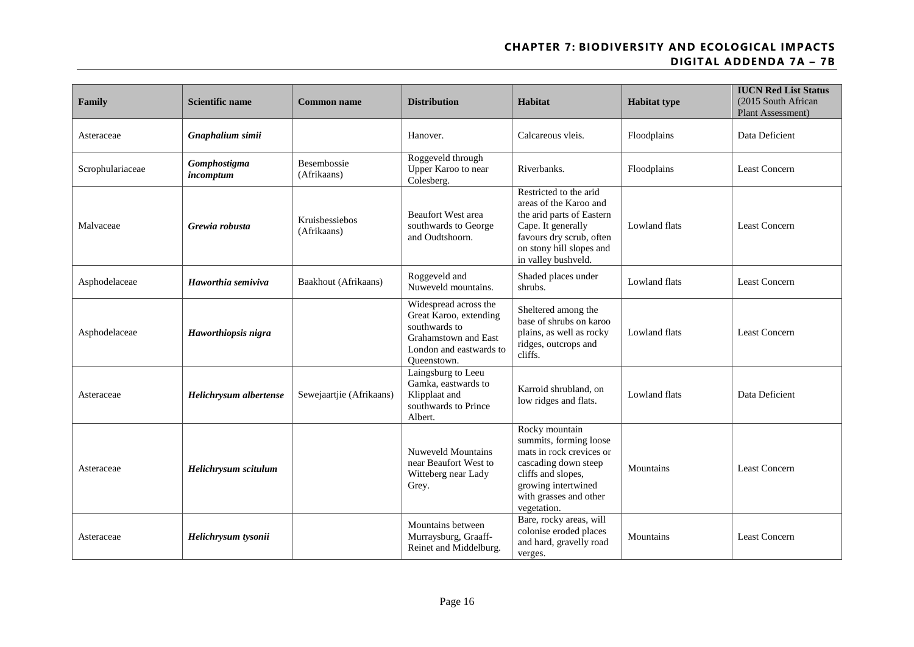| Family | Scientific name | Common name | Distribution | Habitat | Habitat type | IUCN Red List Status (2015 South African Plant Assessment) |
|---|---|---|---|---|---|---|
| Asteraceae | ***Gnaphalium simii*** | | Hanover. | Calcareous vleis. | Floodplains | Data Deficient |
| Scrophulariaceae | ***Gomphostigma incomptum*** | Besembossie (Afrikaans) | Roggeveld through Upper Karoo to near Colesberg. | Riverbanks. | Floodplains | Least Concern |
| Malvaceae | ***Grewia robusta*** | Kruisbessiebos (Afrikaans) | Beaufort West area southwards to George and Oudtshoorn. | Restricted to the arid areas of the Karoo and the arid parts of Eastern Cape. It generally favours dry scrub, often on stony hill slopes and in valley bushveld. | Lowland flats | Least Concern |
| Asphodelaceae | ***Haworthia semiviva*** | Baakhout (Afrikaans) | Roggeveld and Nuweveld mountains. | Shaded places under shrubs. | Lowland flats | Least Concern |
| Asphodelaceae | ***Haworthiopsis nigra*** | | Widespread across the Great Karoo, extending southwards to Grahamstown and East London and eastwards to Queenstown. | Sheltered among the base of shrubs on karoo plains, as well as rocky ridges, outcrops and cliffs. | Lowland flats | Least Concern |
| Asteraceae | ***Helichrysum albertense*** | Sewejaartjie (Afrikaans) | Laingsburg to Leeu Gamka, eastwards to Klipplaat and southwards to Prince Albert. | Karroid shrubland, on low ridges and flats. | Lowland flats | Data Deficient |
| Asteraceae | ***Helichrysum scitulum*** | | Nuweveld Mountains near Beaufort West to Witteberg near Lady Grey. | Rocky mountain summits, forming loose mats in rock crevices or cascading down steep cliffs and slopes, growing intertwined with grasses and other vegetation. | Mountains | Least Concern |
| Asteraceae | ***Helichrysum tysonii*** | | Mountains between Murraysburg, Graaff-Reinet and Middelburg. | Bare, rocky areas, will colonise eroded places and hard, gravelly road verges. | Mountains | Least Concern |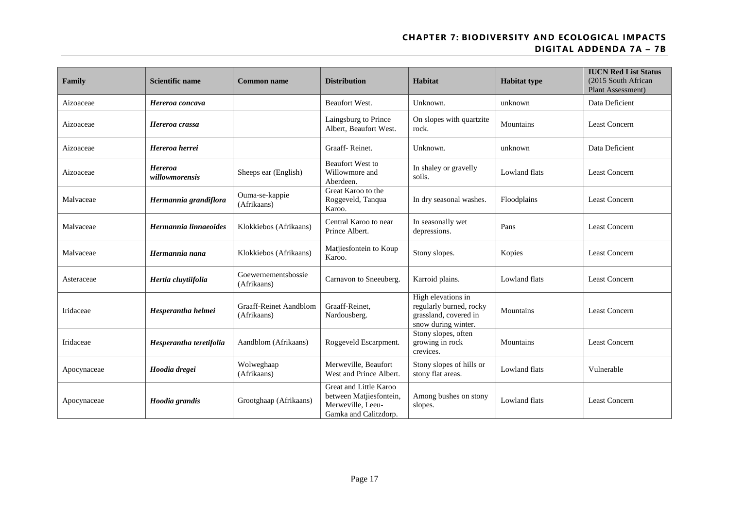| Family | Scientific name | Common name | Distribution | Habitat | Habitat type | IUCN Red List Status (2015 South African Plant Assessment) |
|---|---|---|---|---|---|---|
| Aizoaceae | ***Hereroa concava*** | | Beaufort West. | Unknown. | unknown | Data Deficient |
| Aizoaceae | ***Hereroa crassa*** | | Laingsburg to Prince Albert, Beaufort West. | On slopes with quartzite rock. | Mountains | Least Concern |
| Aizoaceae | ***Hereroa herrei*** | | Graaff- Reinet. | Unknown. | unknown | Data Deficient |
| Aizoaceae | ***Hereroa willowmorensis*** | Sheeps ear (English) | Beaufort West to Willowmore and Aberdeen. | In shaley or gravelly soils. | Lowland flats | Least Concern |
| Malvaceae | ***Hermannia grandiflora*** | Ouma-se-kappie (Afrikaans) | Great Karoo to the Roggeveld, Tanqua Karoo. | In dry seasonal washes. | Floodplains | Least Concern |
| Malvaceae | ***Hermannia linnaeoides*** | Klokkiebos (Afrikaans) | Central Karoo to near Prince Albert. | In seasonally wet depressions. | Pans | Least Concern |
| Malvaceae | ***Hermannia nana*** | Klokkiebos (Afrikaans) | Matjiesfontein to Koup Karoo. | Stony slopes. | Kopies | Least Concern |
| Asteraceae | ***Hertia cluytiifolia*** | Goewernementsbossie (Afrikaans) | Carnavon to Sneeuberg. | Karroid plains. | Lowland flats | Least Concern |
| Iridaceae | ***Hesperantha helmei*** | Graaff-Reinet Aandblom (Afrikaans) | Graaff-Reinet, Nardousberg. | High elevations in regularly burned, rocky grassland, covered in snow during winter. | Mountains | Least Concern |
| Iridaceae | ***Hesperantha teretifolia*** | Aandblom (Afrikaans) | Roggeveld Escarpment. | Stony slopes, often growing in rock crevices. | Mountains | Least Concern |
| Apocynaceae | ***Hoodia dregei*** | Wolweghaap (Afrikaans) | Merweville, Beaufort West and Prince Albert. | Stony slopes of hills or stony flat areas. | Lowland flats | Vulnerable |
| Apocynaceae | ***Hoodia grandis*** | Grootghaap (Afrikaans) | Great and Little Karoo between Matjiesfontein, Merweville, Leeu-Gamka and Calitzdorp. | Among bushes on stony slopes. | Lowland flats | Least Concern |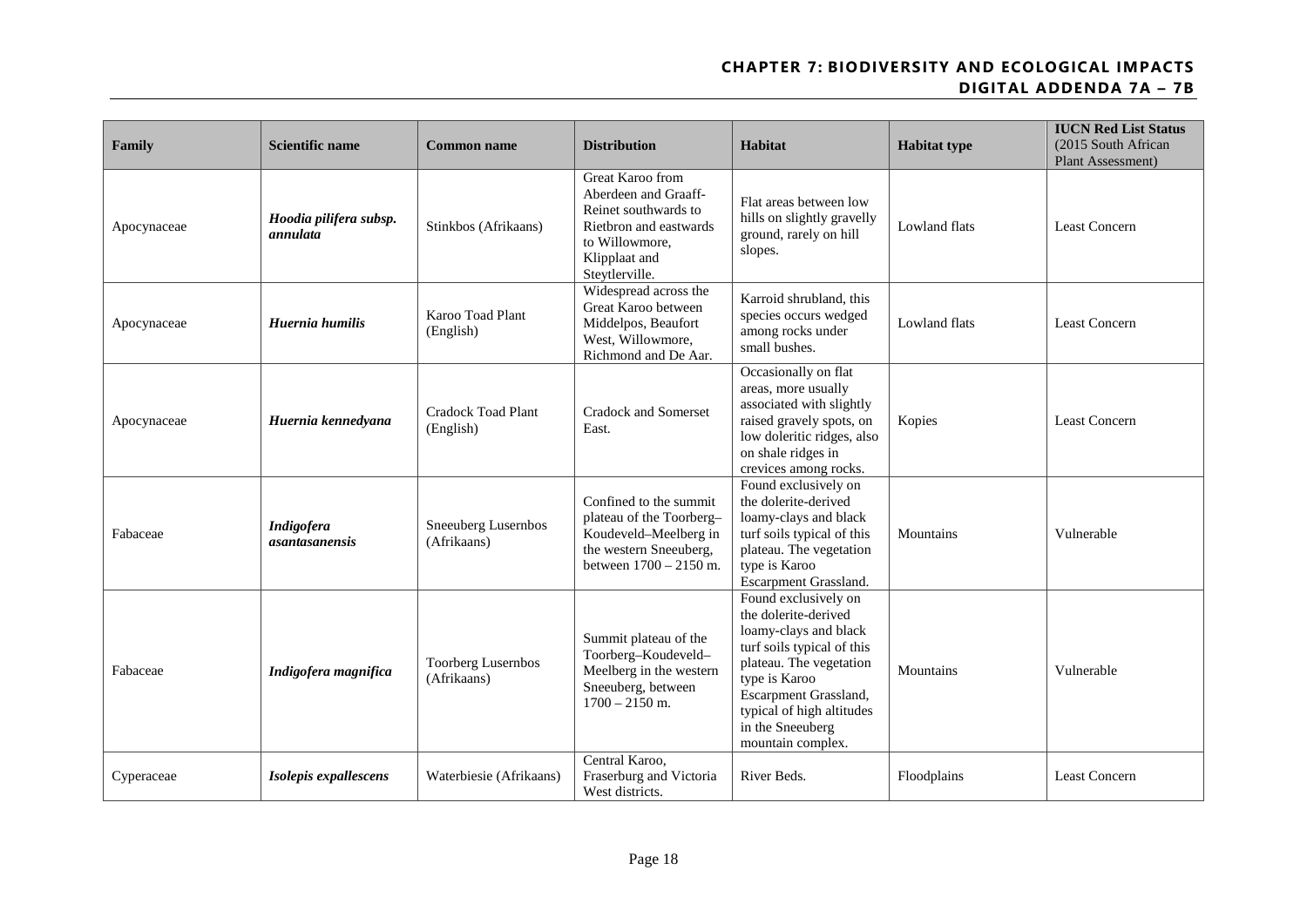| Family | Scientific name | Common name | Distribution | Habitat | Habitat type | IUCN Red List Status (2015 South African Plant Assessment) |
|---|---|---|---|---|---|---|
| Apocynaceae | ***Hoodia pilifera subsp. annulata*** | Stinkbos (Afrikaans) | Great Karoo from Aberdeen and Graaff-Reinet southwards to Rietbron and eastwards to Willowmore, Klipplaat and Steytlerville. | Flat areas between low hills on slightly gravelly ground, rarely on hill slopes. | Lowland flats | Least Concern |
| Apocynaceae | ***Huernia humilis*** | Karoo Toad Plant (English) | Widespread across the Great Karoo between Middelpos, Beaufort West, Willowmore, Richmond and De Aar. | Karroid shrubland, this species occurs wedged among rocks under small bushes. | Lowland flats | Least Concern |
| Apocynaceae | ***Huernia kennedyana*** | Cradock Toad Plant (English) | Cradock and Somerset East. | Occasionally on flat areas, more usually associated with slightly raised gravely spots, on low doleritic ridges, also on shale ridges in crevices among rocks. | Kopies | Least Concern |
| Fabaceae | ***Indigofera asantasanensis*** | Sneeuberg Lusernbos (Afrikaans) | Confined to the summit plateau of the Toorberg–Koudeveld–Meelberg in the western Sneeuberg, between 1700 – 2150 m. | Found exclusively on the dolerite-derived loamy-clays and black turf soils typical of this plateau. The vegetation type is Karoo Escarpment Grassland. | Mountains | Vulnerable |
| Fabaceae | ***Indigofera magnifica*** | Toorberg Lusernbos (Afrikaans) | Summit plateau of the Toorberg–Koudeveld–Meelberg in the western Sneeuberg, between 1700 – 2150 m. | Found exclusively on the dolerite-derived loamy-clays and black turf soils typical of this plateau. The vegetation type is Karoo Escarpment Grassland, typical of high altitudes in the Sneeuberg mountain complex. | Mountains | Vulnerable |
| Cyperaceae | ***Isolepis expallescens*** | Waterbiesie (Afrikaans) | Central Karoo, Fraserburg and Victoria West districts. | River Beds. | Floodplains | Least Concern |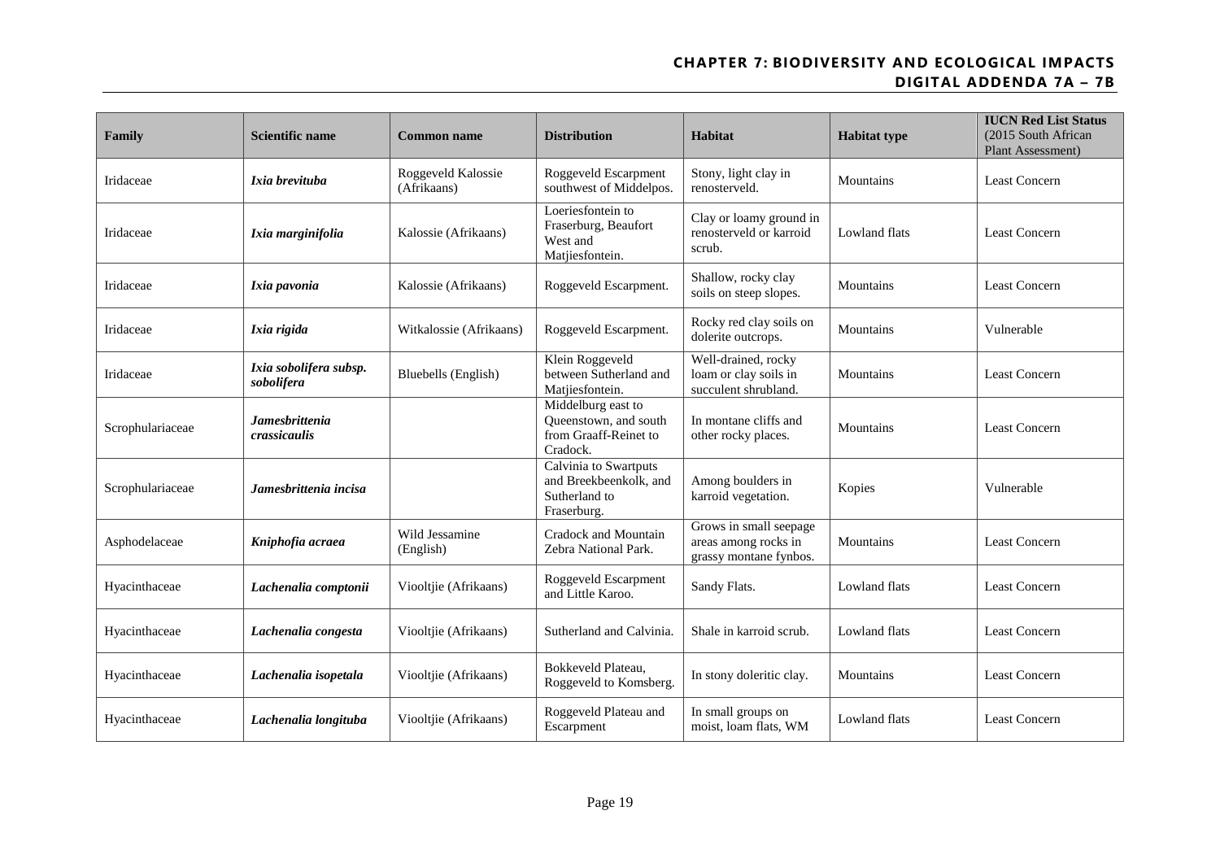| Family | Scientific name | Common name | Distribution | Habitat | Habitat type | **IUCN Red List Status** (2015 South African Plant Assessment) |
|---|---|---|---|---|---|---|
| Iridaceae | ***Ixia brevituba*** | Roggeveld Kalossie (Afrikaans) | Roggeveld Escarpment southwest of Middelpos. | Stony, light clay in renosterveld. | Mountains | Least Concern |
| Iridaceae | ***Ixia marginifolia*** | Kalossie (Afrikaans) | Loeriesfontein to Fraserburg, Beaufort West and Matjiesfontein. | Clay or loamy ground in renosterveld or karroid scrub. | Lowland flats | Least Concern |
| Iridaceae | ***Ixia pavonia*** | Kalossie (Afrikaans) | Roggeveld Escarpment. | Shallow, rocky clay soils on steep slopes. | Mountains | Least Concern |
| Iridaceae | ***Ixia rigida*** | Witkalossie (Afrikaans) | Roggeveld Escarpment. | Rocky red clay soils on dolerite outcrops. | Mountains | Vulnerable |
| Iridaceae | ***Ixia sobolifera subsp. sobolifera*** | Bluebells (English) | Klein Roggeveld between Sutherland and Matjiesfontein. | Well-drained, rocky loam or clay soils in succulent shrubland. | Mountains | Least Concern |
| Scrophulariaceae | ***Jamesbrittenia crassicaulis*** | | Middelburg east to Queenstown, and south from Graaff-Reinet to Cradock. | In montane cliffs and other rocky places. | Mountains | Least Concern |
| Scrophulariaceae | ***Jamesbrittenia incisa*** | | Calvinia to Swartputs and Breekbeenkolk, and Sutherland to Fraserburg. | Among boulders in karroid vegetation. | Kopies | Vulnerable |
| Asphodelaceae | ***Kniphofia acraea*** | Wild Jessamine (English) | Cradock and Mountain Zebra National Park. | Grows in small seepage areas among rocks in grassy montane fynbos. | Mountains | Least Concern |
| Hyacinthaceae | ***Lachenalia comptonii*** | Viooltjie (Afrikaans) | Roggeveld Escarpment and Little Karoo. | Sandy Flats. | Lowland flats | Least Concern |
| Hyacinthaceae | ***Lachenalia congesta*** | Viooltjie (Afrikaans) | Sutherland and Calvinia. | Shale in karroid scrub. | Lowland flats | Least Concern |
| Hyacinthaceae | ***Lachenalia isopetala*** | Viooltjie (Afrikaans) | Bokkeveld Plateau, Roggeveld to Komsberg. | In stony doleritic clay. | Mountains | Least Concern |
| Hyacinthaceae | ***Lachenalia longituba*** | Viooltjie (Afrikaans) | Roggeveld Plateau and Escarpment | In small groups on moist, loam flats, WM | Lowland flats | Least Concern |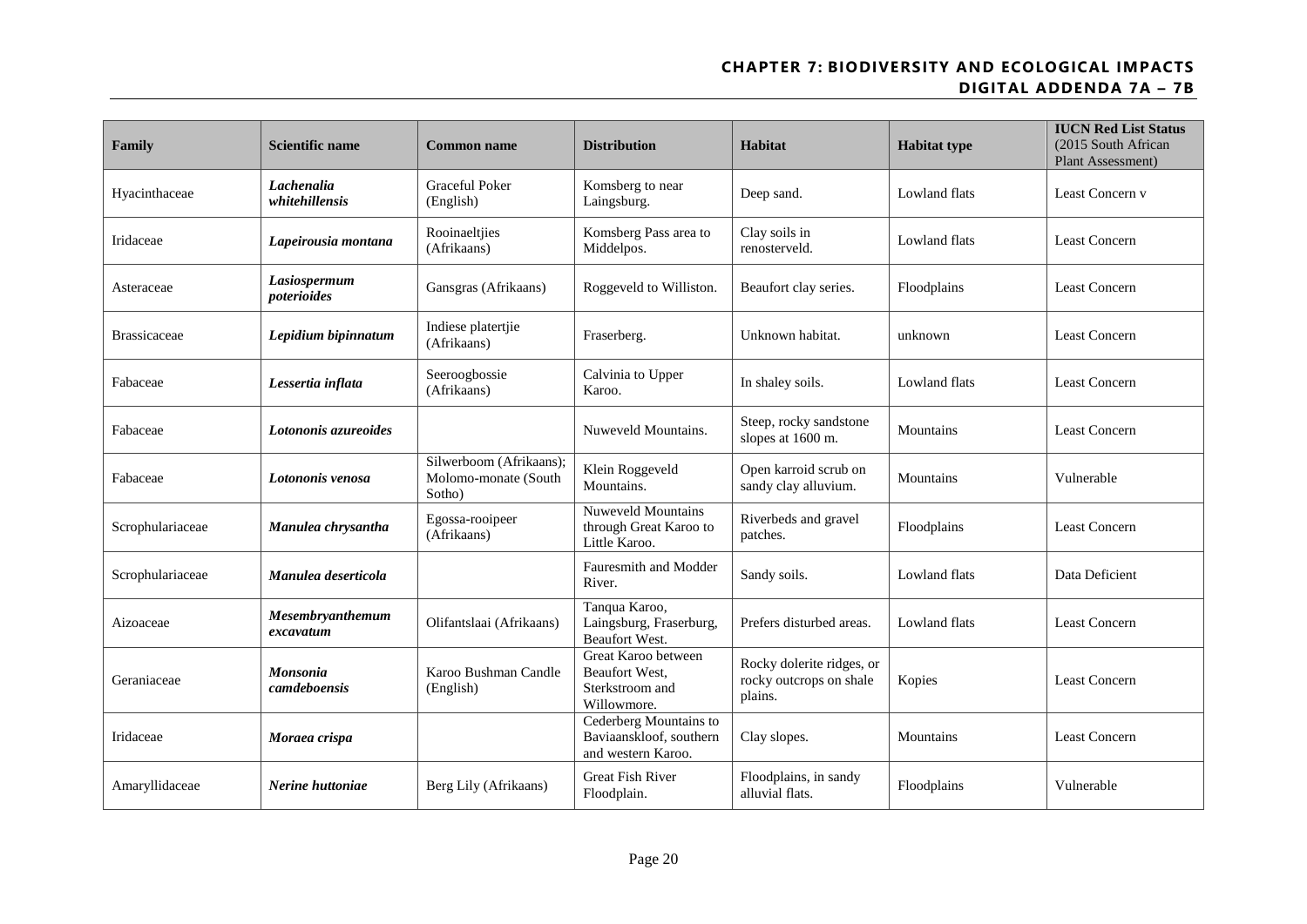| Family | Scientific name | Common name | Distribution | Habitat | Habitat type | IUCN Red List Status (2015 South African Plant Assessment) |
|---|---|---|---|---|---|---|
| Hyacinthaceae | ***Lachenalia whitehillensis*** | Graceful Poker (English) | Komsberg to near Laingsburg. | Deep sand. | Lowland flats | Least Concern v |
| Iridaceae | ***Lapeirousia montana*** | Rooinaeltjies (Afrikaans) | Komsberg Pass area to Middelpos. | Clay soils in renosterveld. | Lowland flats | Least Concern |
| Asteraceae | ***Lasiospermum poterioides*** | Gansgras (Afrikaans) | Roggeveld to Williston. | Beaufort clay series. | Floodplains | Least Concern |
| Brassicaceae | ***Lepidium bipinnatum*** | Indiese platertjie (Afrikaans) | Fraserberg. | Unknown habitat. | unknown | Least Concern |
| Fabaceae | ***Lessertia inflata*** | Seeroogbossie (Afrikaans) | Calvinia to Upper Karoo. | In shaley soils. | Lowland flats | Least Concern |
| Fabaceae | ***Lotononis azureoides*** | | Nuweveld Mountains. | Steep, rocky sandstone slopes at 1600 m. | Mountains | Least Concern |
| Fabaceae | ***Lotononis venosa*** | Silwerboom (Afrikaans); Molomo-monate (South Sotho) | Klein Roggeveld Mountains. | Open karroid scrub on sandy clay alluvium. | Mountains | Vulnerable |
| Scrophulariaceae | ***Manulea chrysantha*** | Egossa-rooipeer (Afrikaans) | Nuweveld Mountains through Great Karoo to Little Karoo. | Riverbeds and gravel patches. | Floodplains | Least Concern |
| Scrophulariaceae | ***Manulea deserticola*** | | Fauresmith and Modder River. | Sandy soils. | Lowland flats | Data Deficient |
| Aizoaceae | ***Mesembryanthemum excavatum*** | Olifantslaai (Afrikaans) | Tanqua Karoo, Laingsburg, Fraserburg, Beaufort West. | Prefers disturbed areas. | Lowland flats | Least Concern |
| Geraniaceae | ***Monsonia camdeboensis*** | Karoo Bushman Candle (English) | Great Karoo between Beaufort West, Sterkstroom and Willowmore. | Rocky dolerite ridges, or rocky outcrops on shale plains. | Kopies | Least Concern |
| Iridaceae | ***Moraea crispa*** | | Cederberg Mountains to Baviaanskloof, southern and western Karoo. | Clay slopes. | Mountains | Least Concern |
| Amaryllidaceae | ***Nerine huttoniae*** | Berg Lily (Afrikaans) | Great Fish River Floodplain. | Floodplains, in sandy alluvial flats. | Floodplains | Vulnerable |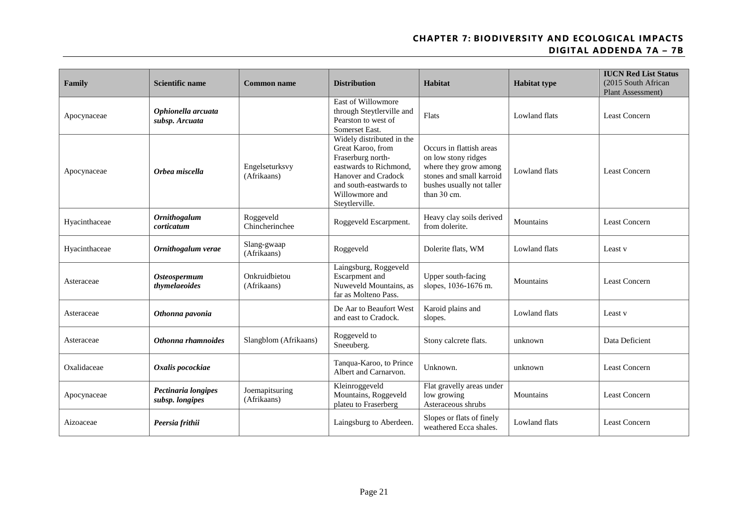| Family | Scientific name | Common name | Distribution | Habitat | Habitat type | IUCN Red List Status (2015 South African Plant Assessment) |
|---|---|---|---|---|---|---|
| Apocynaceae | ***Ophionella arcuata subsp. Arcuata*** | | East of Willowmore through Steytlerville and Pearston to west of Somerset East. | Flats | Lowland flats | Least Concern |
| Apocynaceae | ***Orbea miscella*** | Engelseturksvy (Afrikaans) | Widely distributed in the Great Karoo, from Fraserburg north-eastwards to Richmond, Hanover and Cradock and south-eastwards to Willowmore and Steytlerville. | Occurs in flattish areas on low stony ridges where they grow among stones and small karroid bushes usually not taller than 30 cm. | Lowland flats | Least Concern |
| Hyacinthaceae | ***Ornithogalum corticatum*** | Roggeveld Chincherinchee | Roggeveld Escarpment. | Heavy clay soils derived from dolerite. | Mountains | Least Concern |
| Hyacinthaceae | ***Ornithogalum verae*** | Slang-gwaap (Afrikaans) | Roggeveld | Dolerite flats, WM | Lowland flats | Least v |
| Asteraceae | ***Osteospermum thymelaeoides*** | Onkruidbietou (Afrikaans) | Laingsburg, Roggeveld Escarpment and Nuweveld Mountains, as far as Molteno Pass. | Upper south-facing slopes, 1036-1676 m. | Mountains | Least Concern |
| Asteraceae | ***Othonna pavonia*** | | De Aar to Beaufort West and east to Cradock. | Karoid plains and slopes. | Lowland flats | Least v |
| Asteraceae | ***Othonna rhamnoides*** | Slangblom (Afrikaans) | Roggeveld to Sneeuberg. | Stony calcrete flats. | unknown | Data Deficient |
| Oxalidaceae | ***Oxalis pocockiae*** | | Tanqua-Karoo, to Prince Albert and Carnarvon. | Unknown. | unknown | Least Concern |
| Apocynaceae | ***Pectinaria longipes subsp. longipes*** | Joemapitsuring (Afrikaans) | Kleinroggeveld Mountains, Roggeveld plateu to Fraserberg | Flat gravelly areas under low growing Asteraceous shrubs | Mountains | Least Concern |
| Aizoaceae | ***Peersia frithii*** | | Laingsburg to Aberdeen. | Slopes or flats of finely weathered Ecca shales. | Lowland flats | Least Concern |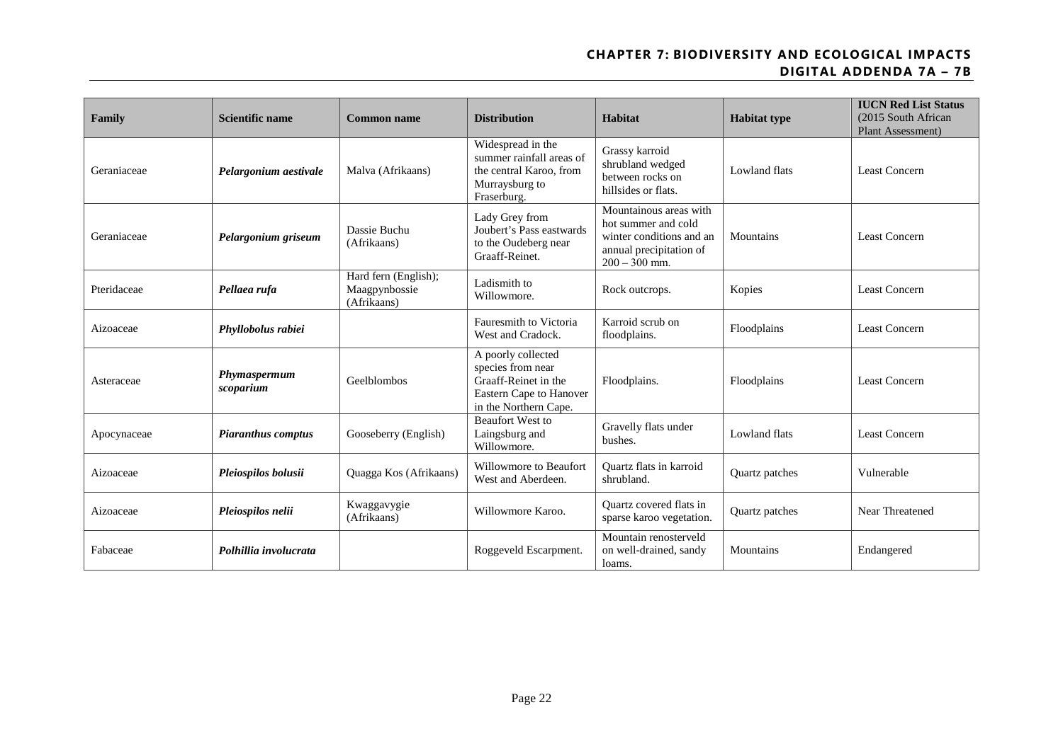| Family | Scientific name | Common name | Distribution | Habitat | Habitat type | IUCN Red List Status (2015 South African Plant Assessment) |
|---|---|---|---|---|---|---|
| Geraniaceae | ***Pelargonium aestivale*** | Malva (Afrikaans) | Widespread in the summer rainfall areas of the central Karoo, from Murraysburg to Fraserburg. | Grassy karroid shrubland wedged between rocks on hillsides or flats. | Lowland flats | Least Concern |
| Geraniaceae | ***Pelargonium griseum*** | Dassie Buchu (Afrikaans) | Lady Grey from Joubert's Pass eastwards to the Oudeberg near Graaff-Reinet. | Mountainous areas with hot summer and cold winter conditions and an annual precipitation of 200 – 300 mm. | Mountains | Least Concern |
| Pteridaceae | ***Pellaea rufa*** | Hard fern (English); Maagpynbossie (Afrikaans) | Ladismith to Willowmore. | Rock outcrops. | Kopies | Least Concern |
| Aizoaceae | ***Phyllobolus rabiei*** | | Fauresmith to Victoria West and Cradock. | Karroid scrub on floodplains. | Floodplains | Least Concern |
| Asteraceae | ***Phymaspermum scoparium*** | Geelblombos | A poorly collected species from near Graaff-Reinet in the Eastern Cape to Hanover in the Northern Cape. | Floodplains. | Floodplains | Least Concern |
| Apocynaceae | ***Piaranthus comptus*** | Gooseberry (English) | Beaufort West to Laingsburg and Willowmore. | Gravelly flats under bushes. | Lowland flats | Least Concern |
| Aizoaceae | ***Pleiospilos bolusii*** | Quagga Kos (Afrikaans) | Willowmore to Beaufort West and Aberdeen. | Quartz flats in karroid shrubland. | Quartz patches | Vulnerable |
| Aizoaceae | ***Pleiospilos nelii*** | Kwaggavygie (Afrikaans) | Willowmore Karoo. | Quartz covered flats in sparse karoo vegetation. | Quartz patches | Near Threatened |
| Fabaceae | ***Polhillia involucrata*** | | Roggeveld Escarpment. | Mountain renosterveld on well-drained, sandy loams. | Mountains | Endangered |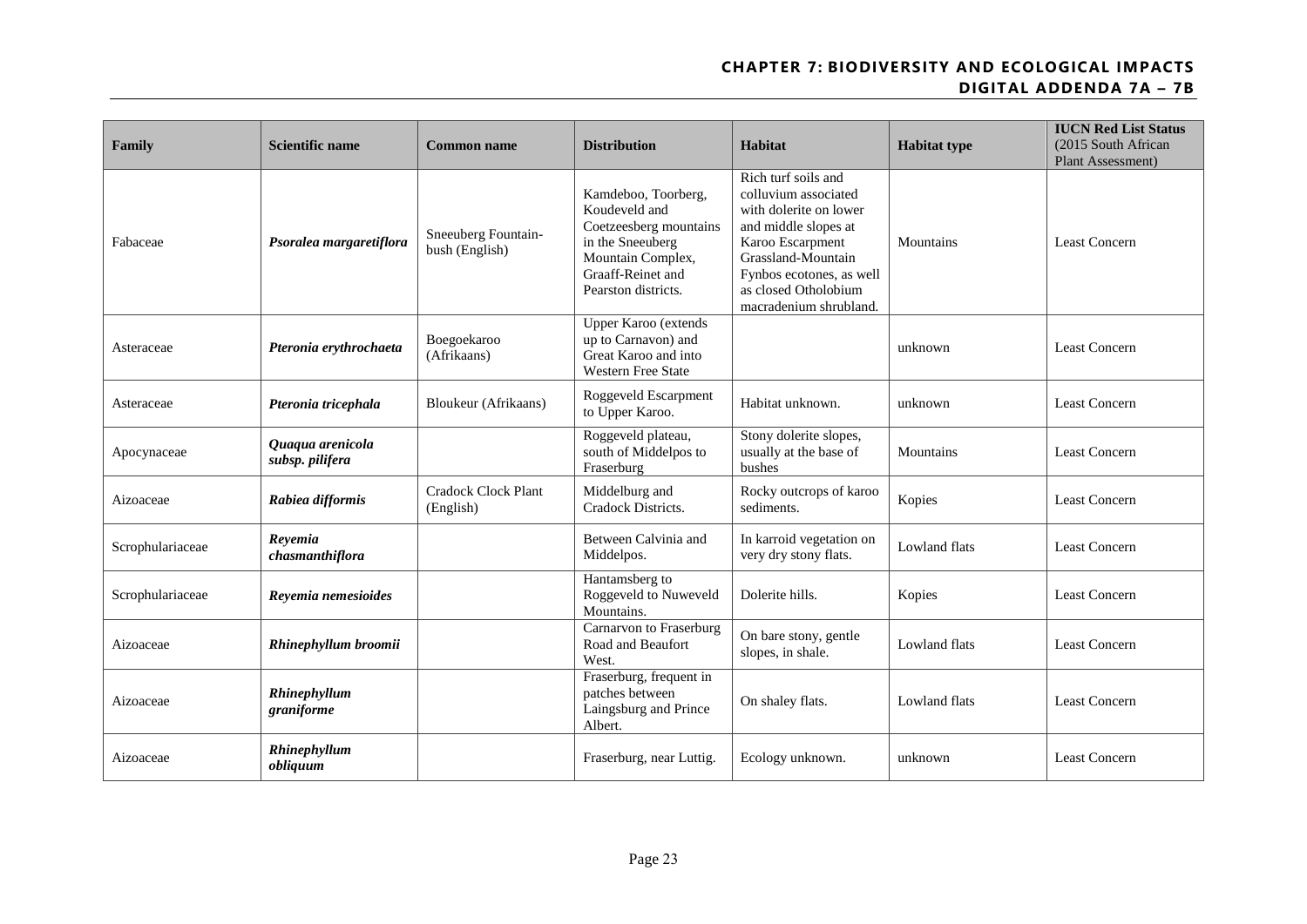| Family | Scientific name | Common name | Distribution | Habitat | Habitat type | IUCN Red List Status (2015 South African Plant Assessment) |
|---|---|---|---|---|---|---|
| Fabaceae | ***Psoralea margaretiflora*** | Sneeuberg Fountain-bush (English) | Kamdeboo, Toorberg, Koudeveld and Coetzeesberg mountains in the Sneeuberg Mountain Complex, Graaff-Reinet and Pearston districts. | Rich turf soils and colluvium associated with dolerite on lower and middle slopes at Karoo Escarpment Grassland-Mountain Fynbos ecotones, as well as closed Otholobium macradenium shrubland. | Mountains | Least Concern |
| Asteraceae | ***Pteronia erythrochaeta*** | Boegoekaroo (Afrikaans) | Upper Karoo (extends up to Carnavon) and Great Karoo and into Western Free State | | unknown | Least Concern |
| Asteraceae | ***Pteronia tricephala*** | Bloukeur (Afrikaans) | Roggeveld Escarpment to Upper Karoo. | Habitat unknown. | unknown | Least Concern |
| Apocynaceae | ***Quaqua arenicola subsp. pilifera*** | | Roggeveld plateau, south of Middelpos to Fraserburg | Stony dolerite slopes, usually at the base of bushes | Mountains | Least Concern |
| Aizoaceae | ***Rabiea difformis*** | Cradock Clock Plant (English) | Middelburg and Cradock Districts. | Rocky outcrops of karoo sediments. | Kopies | Least Concern |
| Scrophulariaceae | ***Reyemia chasmanthiflora*** | | Between Calvinia and Middelpos. | In karroid vegetation on very dry stony flats. | Lowland flats | Least Concern |
| Scrophulariaceae | ***Reyemia nemesioides*** | | Hantamsberg to Roggeveld to Nuweveld Mountains. | Dolerite hills. | Kopies | Least Concern |
| Aizoaceae | ***Rhinephyllum broomii*** | | Carnarvon to Fraserburg Road and Beaufort West. | On bare stony, gentle slopes, in shale. | Lowland flats | Least Concern |
| Aizoaceae | ***Rhinephyllum graniforme*** | | Fraserburg, frequent in patches between Laingsburg and Prince Albert. | On shaley flats. | Lowland flats | Least Concern |
| Aizoaceae | ***Rhinephyllum obliquum*** | | Fraserburg, near Luttig. | Ecology unknown. | unknown | Least Concern |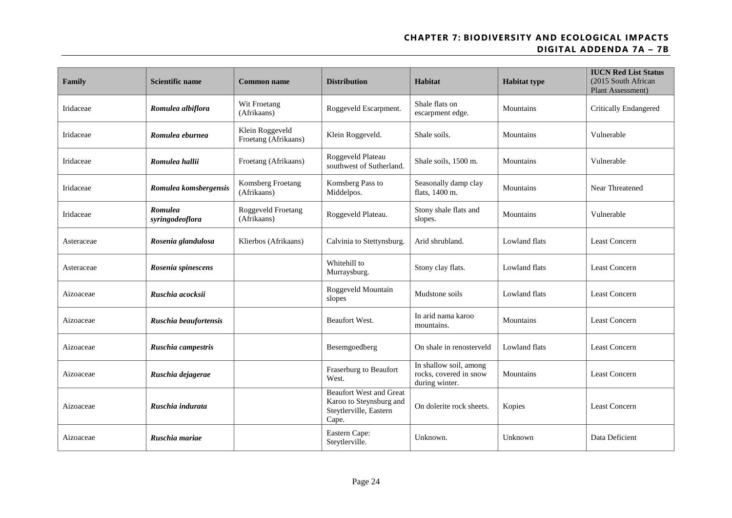| Family | Scientific name | Common name | Distribution | Habitat | Habitat type | IUCN Red List Status (2015 South African Plant Assessment) |
|---|---|---|---|---|---|---|
| Iridaceae | ***Romulea albiflora*** | Wit Froetang (Afrikaans) | Roggeveld Escarpment. | Shale flats on escarpment edge. | Mountains | Critically Endangered |
| Iridaceae | ***Romulea eburnea*** | Klein Roggeveld Froetang (Afrikaans) | Klein Roggeveld. | Shale soils. | Mountains | Vulnerable |
| Iridaceae | ***Romulea hallii*** | Froetang (Afrikaans) | Roggeveld Plateau southwest of Sutherland. | Shale soils, 1500 m. | Mountains | Vulnerable |
| Iridaceae | ***Romulea komsbergensis*** | Komsberg Froetang (Afrikaans) | Komsberg Pass to Middelpos. | Seasonally damp clay flats, 1400 m. | Mountains | Near Threatened |
| Iridaceae | ***Romulea syringodeoflora*** | Roggeveld Froetang (Afrikaans) | Roggeveld Plateau. | Stony shale flats and slopes. | Mountains | Vulnerable |
| Asteraceae | ***Rosenia glandulosa*** | Klierbos (Afrikaans) | Calvinia to Stettynsburg. | Arid shrubland. | Lowland flats | Least Concern |
| Asteraceae | ***Rosenia spinescens*** | | Whitehill to Murraysburg. | Stony clay flats. | Lowland flats | Least Concern |
| Aizoaceae | ***Ruschia acocksii*** | | Roggeveld Mountain slopes | Mudstone soils | Lowland flats | Least Concern |
| Aizoaceae | ***Ruschia beaufortensis*** | | Beaufort West. | In arid nama karoo mountains. | Mountains | Least Concern |
| Aizoaceae | ***Ruschia campestris*** | | Besemgoedberg | On shale in renosterveld | Lowland flats | Least Concern |
| Aizoaceae | ***Ruschia dejagerae*** | | Fraserburg to Beaufort West. | In shallow soil, among rocks, covered in snow during winter. | Mountains | Least Concern |
| Aizoaceae | ***Ruschia indurata*** | | Beaufort West and Great Karoo to Steynsburg and Steytlerville, Eastern Cape. | On dolerite rock sheets. | Kopies | Least Concern |
| Aizoaceae | ***Ruschia mariae*** | | Eastern Cape: Steytlerville. | Unknown. | Unknown | Data Deficient |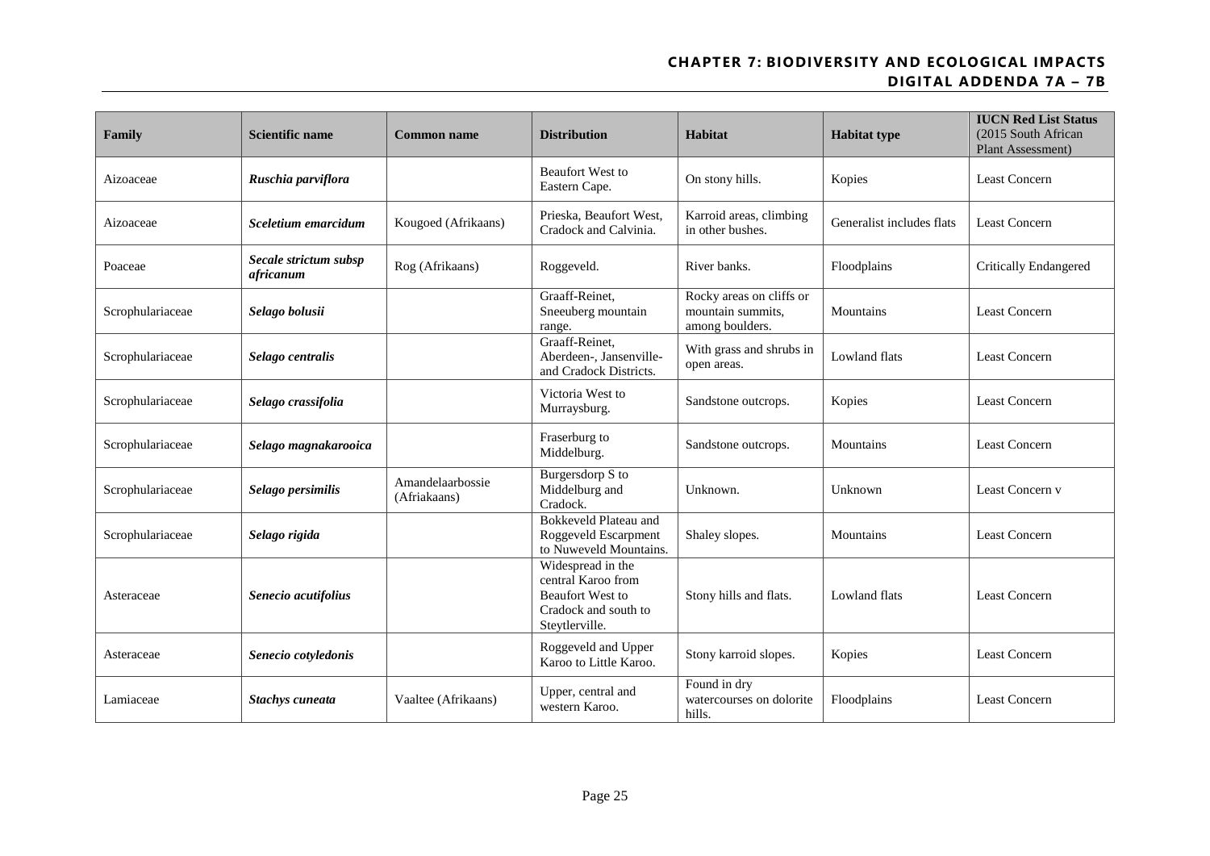| Family | Scientific name | Common name | Distribution | Habitat | Habitat type | IUCN Red List Status (2015 South African Plant Assessment) |
|---|---|---|---|---|---|---|
| Aizoaceae | ***Ruschia parviflora*** | | Beaufort West to Eastern Cape. | On stony hills. | Kopies | Least Concern |
| Aizoaceae | ***Sceletium emarcidum*** | Kougoed (Afrikaans) | Prieska, Beaufort West, Cradock and Calvinia. | Karroid areas, climbing in other bushes. | Generalist includes flats | Least Concern |
| Poaceae | ***Secale strictum subsp africanum*** | Rog (Afrikaans) | Roggeveld. | River banks. | Floodplains | Critically Endangered |
| Scrophulariaceae | ***Selago bolusii*** | | Graaff-Reinet, Sneeuberg mountain range. | Rocky areas on cliffs or mountain summits, among boulders. | Mountains | Least Concern |
| Scrophulariaceae | ***Selago centralis*** | | Graaff-Reinet, Aberdeen-, Jansenville- and Cradock Districts. | With grass and shrubs in open areas. | Lowland flats | Least Concern |
| Scrophulariaceae | ***Selago crassifolia*** | | Victoria West to Murraysburg. | Sandstone outcrops. | Kopies | Least Concern |
| Scrophulariaceae | ***Selago magnakarooica*** | | Fraserburg to Middelburg. | Sandstone outcrops. | Mountains | Least Concern |
| Scrophulariaceae | ***Selago persimilis*** | Amandelaarbossie (Afriakaans) | Burgersdorp S to Middelburg and Cradock. | Unknown. | Unknown | Least Concern v |
| Scrophulariaceae | ***Selago rigida*** | | Bokkeveld Plateau and Roggeveld Escarpment to Nuweveld Mountains. | Shaley slopes. | Mountains | Least Concern |
| Asteraceae | ***Senecio acutifolius*** | | Widespread in the central Karoo from Beaufort West to Cradock and south to Steytlerville. | Stony hills and flats. | Lowland flats | Least Concern |
| Asteraceae | ***Senecio cotyledonis*** | | Roggeveld and Upper Karoo to Little Karoo. | Stony karroid slopes. | Kopies | Least Concern |
| Lamiaceae | ***Stachys cuneata*** | Vaaltee (Afrikaans) | Upper, central and western Karoo. | Found in dry watercourses on dolorite hills. | Floodplains | Least Concern |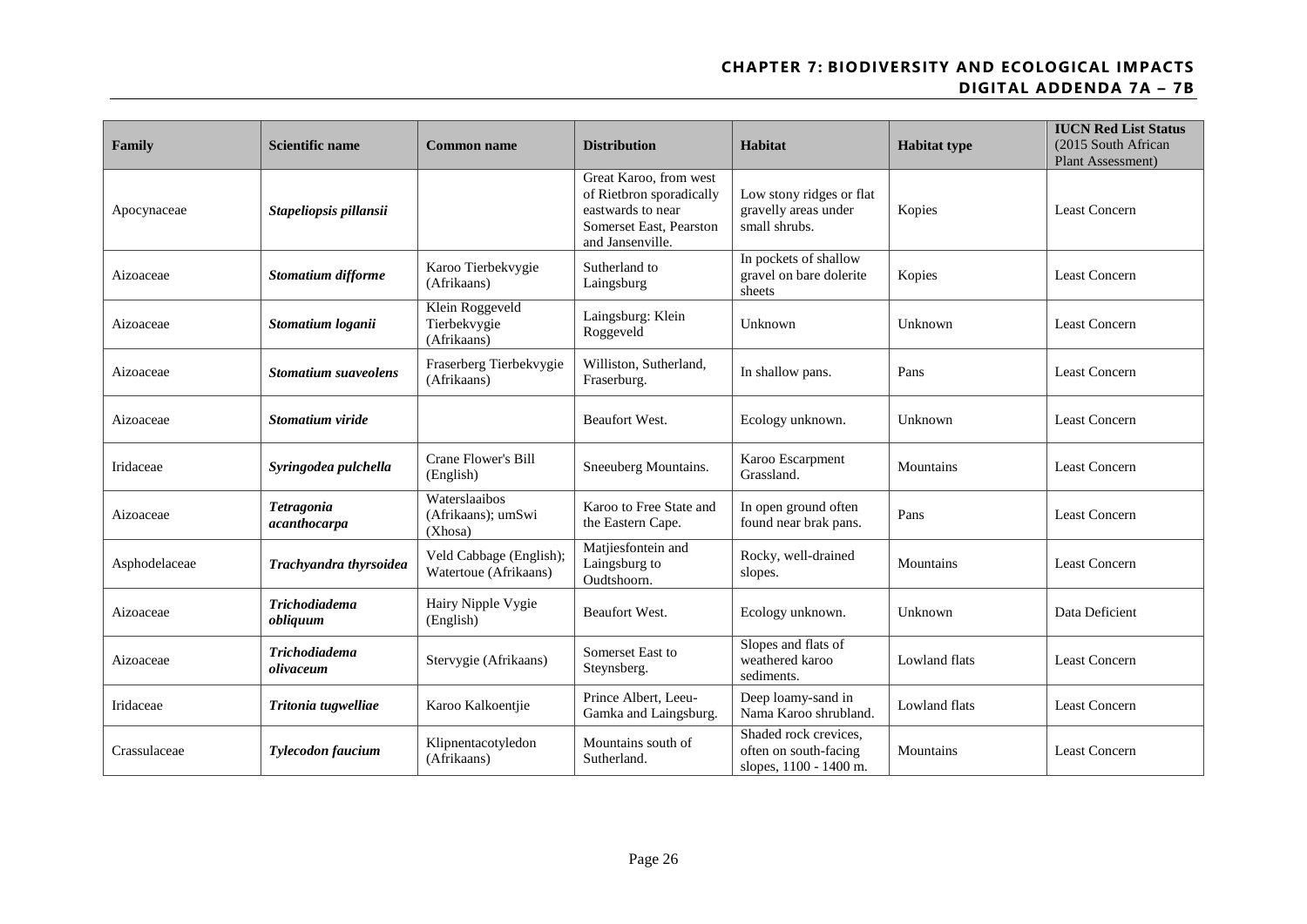| Family | Scientific name | Common name | Distribution | Habitat | Habitat type | IUCN Red List Status (2015 South African Plant Assessment) |
|---|---|---|---|---|---|---|
| Apocynaceae | ***Stapeliopsis pillansii*** | | Great Karoo, from west of Rietbron sporadically eastwards to near Somerset East, Pearston and Jansenville. | Low stony ridges or flat gravelly areas under small shrubs. | Kopies | Least Concern |
| Aizoaceae | ***Stomatium difforme*** | Karoo Tierbekvygie (Afrikaans) | Sutherland to Laingsburg | In pockets of shallow gravel on bare dolerite sheets | Kopies | Least Concern |
| Aizoaceae | ***Stomatium loganii*** | Klein Roggeveld Tierbekvygie (Afrikaans) | Laingsburg: Klein Roggeveld | Unknown | Unknown | Least Concern |
| Aizoaceae | ***Stomatium suaveolens*** | Fraserberg Tierbekvygie (Afrikaans) | Williston, Sutherland, Fraserburg. | In shallow pans. | Pans | Least Concern |
| Aizoaceae | ***Stomatium viride*** | | Beaufort West. | Ecology unknown. | Unknown | Least Concern |
| Iridaceae | ***Syringodea pulchella*** | Crane Flower's Bill (English) | Sneeuberg Mountains. | Karoo Escarpment Grassland. | Mountains | Least Concern |
| Aizoaceae | ***Tetragonia acanthocarpa*** | Waterslaaibos (Afrikaans); umSwi (Xhosa) | Karoo to Free State and the Eastern Cape. | In open ground often found near brak pans. | Pans | Least Concern |
| Asphodelaceae | ***Trachyandra thyrsoidea*** | Veld Cabbage (English); Watertoue (Afrikaans) | Matjiesfontein and Laingsburg to Oudtshoorn. | Rocky, well-drained slopes. | Mountains | Least Concern |
| Aizoaceae | ***Trichodiadema obliquum*** | Hairy Nipple Vygie (English) | Beaufort West. | Ecology unknown. | Unknown | Data Deficient |
| Aizoaceae | ***Trichodiadema olivaceum*** | Stervygie (Afrikaans) | Somerset East to Steynsberg. | Slopes and flats of weathered karoo sediments. | Lowland flats | Least Concern |
| Iridaceae | ***Tritonia tugwelliae*** | Karoo Kalkoentjie | Prince Albert, Leeu-Gamka and Laingsburg. | Deep loamy-sand in Nama Karoo shrubland. | Lowland flats | Least Concern |
| Crassulaceae | ***Tylecodon faucium*** | Klipnentacotyledon (Afrikaans) | Mountains south of Sutherland. | Shaded rock crevices, often on south-facing slopes, 1100 - 1400 m. | Mountains | Least Concern |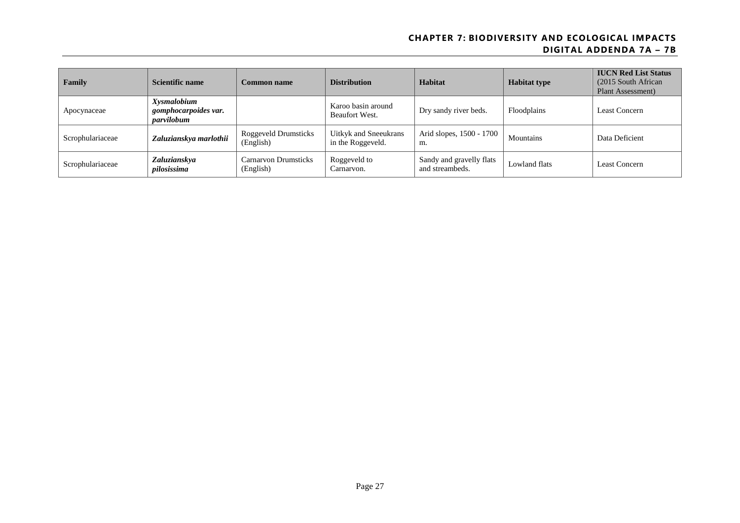| Family | Scientific name | Common name | Distribution | Habitat | Habitat type | **IUCN Red List Status** (2015 South African Plant Assessment) |
|---|---|---|---|---|---|---|
| Apocynaceae | ***Xysmalobium gomphocarpoides var. parvilobum*** | | Karoo basin around Beaufort West. | Dry sandy river beds. | Floodplains | Least Concern |
| Scrophulariaceae | ***Zaluzianskya marlothii*** | Roggeveld Drumsticks (English) | Uitkyk and Sneeukrans in the Roggeveld. | Arid slopes, 1500 - 1700 m. | Mountains | Data Deficient |
| Scrophulariaceae | ***Zaluzianskya pilosissima*** | Carnarvon Drumsticks (English) | Roggeveld to Carnarvon. | Sandy and gravelly flats and streambeds. | Lowland flats | Least Concern |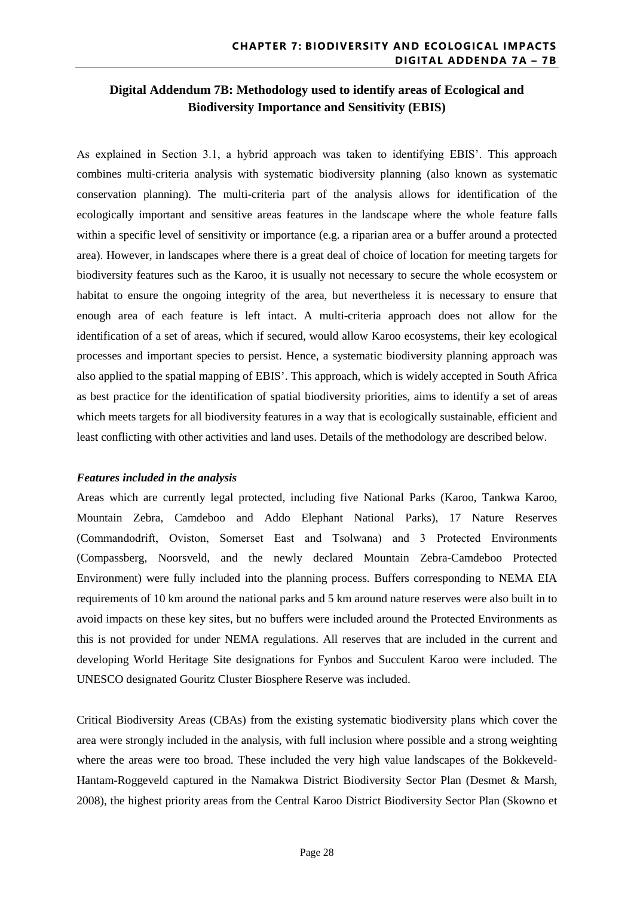## Digital Addendum 7B: Methodology used to identify areas of Ecological and Biodiversity Importance and Sensitivity (EBIS)

As explained in Section 3.1, a hybrid approach was taken to identifying EBIS'. This approach combines multi-criteria analysis with systematic biodiversity planning (also known as systematic conservation planning). The multi-criteria part of the analysis allows for identification of the ecologically important and sensitive areas features in the landscape where the whole feature falls within a specific level of sensitivity or importance (e.g. a riparian area or a buffer around a protected area). However, in landscapes where there is a great deal of choice of location for meeting targets for biodiversity features such as the Karoo, it is usually not necessary to secure the whole ecosystem or habitat to ensure the ongoing integrity of the area, but nevertheless it is necessary to ensure that enough area of each feature is left intact. A multi-criteria approach does not allow for the identification of a set of areas, which if secured, would allow Karoo ecosystems, their key ecological processes and important species to persist. Hence, a systematic biodiversity planning approach was also applied to the spatial mapping of EBIS'. This approach, which is widely accepted in South Africa as best practice for the identification of spatial biodiversity priorities, aims to identify a set of areas which meets targets for all biodiversity features in a way that is ecologically sustainable, efficient and least conflicting with other activities and land uses. Details of the methodology are described below.

### *Features included in the analysis*

Areas which are currently legal protected, including five National Parks (Karoo, Tankwa Karoo, Mountain Zebra, Camdeboo and Addo Elephant National Parks), 17 Nature Reserves (Commandodrift, Oviston, Somerset East and Tsolwana) and 3 Protected Environments (Compassberg, Noorsveld, and the newly declared Mountain Zebra-Camdeboo Protected Environment) were fully included into the planning process. Buffers corresponding to NEMA EIA requirements of 10 km around the national parks and 5 km around nature reserves were also built in to avoid impacts on these key sites, but no buffers were included around the Protected Environments as this is not provided for under NEMA regulations. All reserves that are included in the current and developing World Heritage Site designations for Fynbos and Succulent Karoo were included. The UNESCO designated Gouritz Cluster Biosphere Reserve was included.

Critical Biodiversity Areas (CBAs) from the existing systematic biodiversity plans which cover the area were strongly included in the analysis, with full inclusion where possible and a strong weighting where the areas were too broad. These included the very high value landscapes of the Bokkeveld-Hantam-Roggeveld captured in the Namakwa District Biodiversity Sector Plan (Desmet & Marsh, 2008), the highest priority areas from the Central Karoo District Biodiversity Sector Plan (Skowno et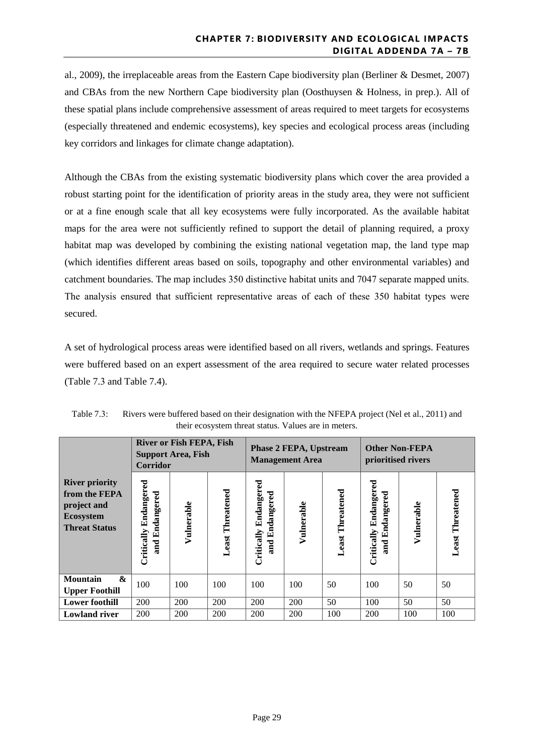al., 2009), the irreplaceable areas from the Eastern Cape biodiversity plan (Berliner & Desmet, 2007) and CBAs from the new Northern Cape biodiversity plan (Oosthuysen & Holness, in prep.). All of these spatial plans include comprehensive assessment of areas required to meet targets for ecosystems (especially threatened and endemic ecosystems), key species and ecological process areas (including key corridors and linkages for climate change adaptation).

Although the CBAs from the existing systematic biodiversity plans which cover the area provided a robust starting point for the identification of priority areas in the study area, they were not sufficient or at a fine enough scale that all key ecosystems were fully incorporated. As the available habitat maps for the area were not sufficiently refined to support the detail of planning required, a proxy habitat map was developed by combining the existing national vegetation map, the land type map (which identifies different areas based on soils, topography and other environmental variables) and catchment boundaries. The map includes 350 distinctive habitat units and 7047 separate mapped units. The analysis ensured that sufficient representative areas of each of these 350 habitat types were secured.

A set of hydrological process areas were identified based on all rivers, wetlands and springs. Features were buffered based on an expert assessment of the area required to secure water related processes (Table 7.3 and Table 7.4).

Table 7.3: Rivers were buffered based on their designation with the NFEPA project (Nel et al., 2011) and their ecosystem threat status. Values are in meters.

| River priority from the FEPA project and Ecosystem Threat Status | River or Fish FEPA, Fish Support Area, Fish Corridor | | | Phase 2 FEPA, Upstream Management Area | | | Other Non-FEPA prioritised rivers | | |
|---|---|---|---|---|---|---|---|---|---|
| | Critically Endangered and Endangered | Vulnerable | Least Threatened | Critically Endangered and Endangered | Vulnerable | Least Threatened | Critically Endangered and Endangered | Vulnerable | Least Threatened |
| **Mountain & Upper Foothill** | 100 | 100 | 100 | 100 | 100 | 50 | 100 | 50 | 50 |
| **Lower foothill** | 200 | 200 | 200 | 200 | 200 | 50 | 100 | 50 | 50 |
| **Lowland river** | 200 | 200 | 200 | 200 | 200 | 100 | 200 | 100 | 100 |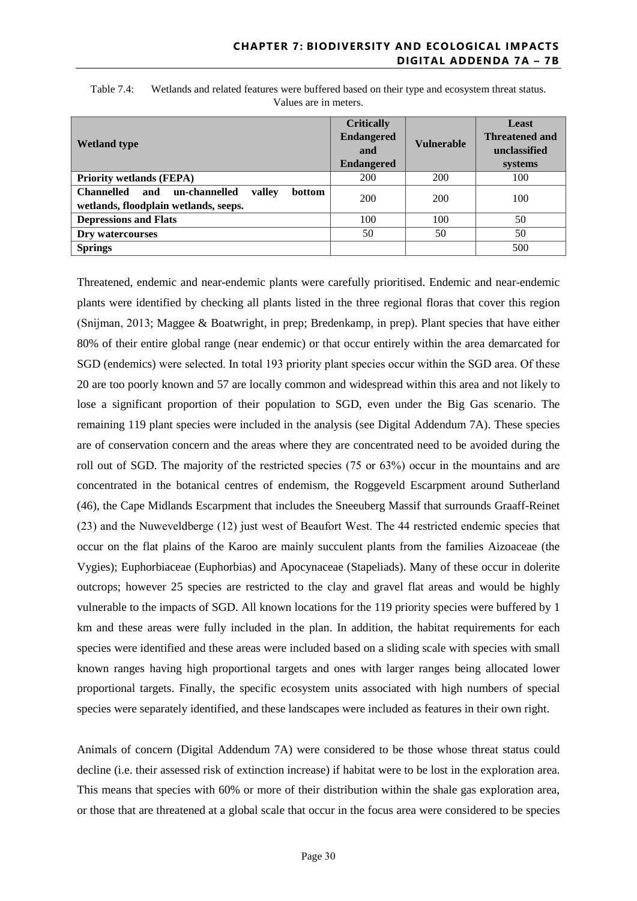Table 7.4: Wetlands and related features were buffered based on their type and ecosystem threat status. Values are in meters.

| Wetland type | Critically Endangered and Endangered | Vulnerable | Least Threatened and unclassified systems |
|---|---|---|---|
| **Priority wetlands (FEPA)** | 200 | 200 | 100 |
| **Channelled and un-channelled valley bottom wetlands, floodplain wetlands, seeps.** | 200 | 200 | 100 |
| **Depressions and Flats** | 100 | 100 | 50 |
| **Dry watercourses** | 50 | 50 | 50 |
| **Springs** | | | 500 |

Threatened, endemic and near-endemic plants were carefully prioritised. Endemic and near-endemic plants were identified by checking all plants listed in the three regional floras that cover this region (Snijman, 2013; Maggee & Boatwright, in prep; Bredenkamp, in prep). Plant species that have either 80% of their entire global range (near endemic) or that occur entirely within the area demarcated for SGD (endemics) were selected. In total 193 priority plant species occur within the SGD area. Of these 20 are too poorly known and 57 are locally common and widespread within this area and not likely to lose a significant proportion of their population to SGD, even under the Big Gas scenario. The remaining 119 plant species were included in the analysis (see Digital Addendum 7A). These species are of conservation concern and the areas where they are concentrated need to be avoided during the roll out of SGD. The majority of the restricted species (75 or 63%) occur in the mountains and are concentrated in the botanical centres of endemism, the Roggeveld Escarpment around Sutherland (46), the Cape Midlands Escarpment that includes the Sneeuberg Massif that surrounds Graaff-Reinet (23) and the Nuweveldberge (12) just west of Beaufort West. The 44 restricted endemic species that occur on the flat plains of the Karoo are mainly succulent plants from the families Aizoaceae (the Vygies); Euphorbiaceae (Euphorbias) and Apocynaceae (Stapeliads). Many of these occur in dolerite outcrops; however 25 species are restricted to the clay and gravel flat areas and would be highly vulnerable to the impacts of SGD. All known locations for the 119 priority species were buffered by 1 km and these areas were fully included in the plan. In addition, the habitat requirements for each species were identified and these areas were included based on a sliding scale with species with small known ranges having high proportional targets and ones with larger ranges being allocated lower proportional targets. Finally, the specific ecosystem units associated with high numbers of special species were separately identified, and these landscapes were included as features in their own right.

Animals of concern (Digital Addendum 7A) were considered to be those whose threat status could decline (i.e. their assessed risk of extinction increase) if habitat were to be lost in the exploration area. This means that species with 60% or more of their distribution within the shale gas exploration area, or those that are threatened at a global scale that occur in the focus area were considered to be species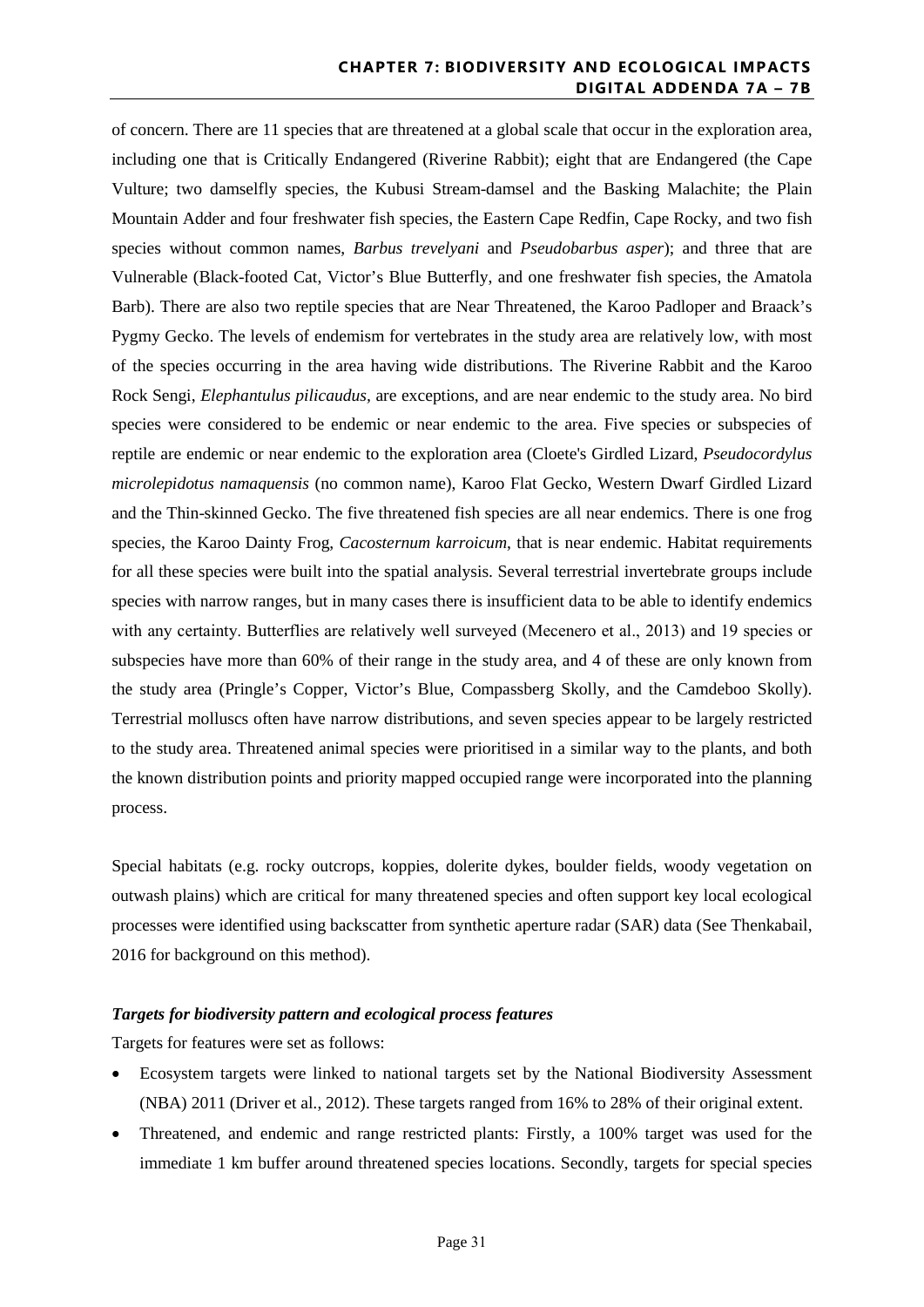of concern. There are 11 species that are threatened at a global scale that occur in the exploration area, including one that is Critically Endangered (Riverine Rabbit); eight that are Endangered (the Cape Vulture; two damselfly species, the Kubusi Stream-damsel and the Basking Malachite; the Plain Mountain Adder and four freshwater fish species, the Eastern Cape Redfin, Cape Rocky, and two fish species without common names, *Barbus trevelyani* and *Pseudobarbus asper*); and three that are Vulnerable (Black-footed Cat, Victor's Blue Butterfly, and one freshwater fish species, the Amatola Barb). There are also two reptile species that are Near Threatened, the Karoo Padloper and Braack's Pygmy Gecko. The levels of endemism for vertebrates in the study area are relatively low, with most of the species occurring in the area having wide distributions. The Riverine Rabbit and the Karoo Rock Sengi, *Elephantulus pilicaudus*, are exceptions, and are near endemic to the study area. No bird species were considered to be endemic or near endemic to the area. Five species or subspecies of reptile are endemic or near endemic to the exploration area (Cloete's Girdled Lizard, *Pseudocordylus microlepidotus namaquensis* (no common name), Karoo Flat Gecko, Western Dwarf Girdled Lizard and the Thin-skinned Gecko. The five threatened fish species are all near endemics. There is one frog species, the Karoo Dainty Frog, *Cacosternum karroicum*, that is near endemic. Habitat requirements for all these species were built into the spatial analysis. Several terrestrial invertebrate groups include species with narrow ranges, but in many cases there is insufficient data to be able to identify endemics with any certainty. Butterflies are relatively well surveyed (Mecenero et al., 2013) and 19 species or subspecies have more than 60% of their range in the study area, and 4 of these are only known from the study area (Pringle's Copper, Victor's Blue, Compassberg Skolly, and the Camdeboo Skolly). Terrestrial molluscs often have narrow distributions, and seven species appear to be largely restricted to the study area. Threatened animal species were prioritised in a similar way to the plants, and both the known distribution points and priority mapped occupied range were incorporated into the planning process.

Special habitats (e.g. rocky outcrops, koppies, dolerite dykes, boulder fields, woody vegetation on outwash plains) which are critical for many threatened species and often support key local ecological processes were identified using backscatter from synthetic aperture radar (SAR) data (See Thenkabail, 2016 for background on this method).

***Targets for biodiversity pattern and ecological process features***

Targets for features were set as follows:

- Ecosystem targets were linked to national targets set by the National Biodiversity Assessment (NBA) 2011 (Driver et al., 2012). These targets ranged from 16% to 28% of their original extent.
- Threatened, and endemic and range restricted plants: Firstly, a 100% target was used for the immediate 1 km buffer around threatened species locations. Secondly, targets for special species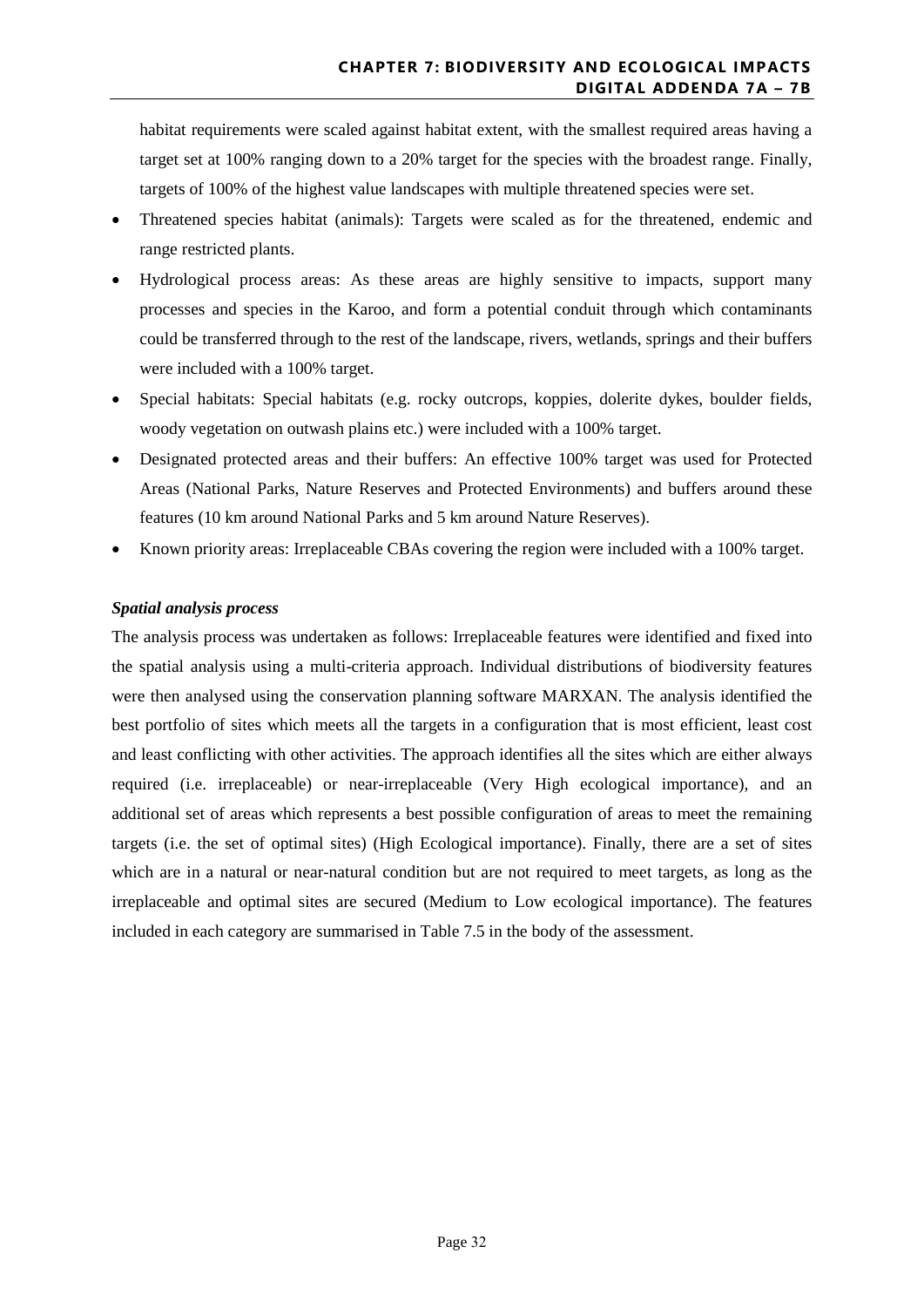habitat requirements were scaled against habitat extent, with the smallest required areas having a target set at 100% ranging down to a 20% target for the species with the broadest range. Finally, targets of 100% of the highest value landscapes with multiple threatened species were set.

- Threatened species habitat (animals): Targets were scaled as for the threatened, endemic and range restricted plants.
- Hydrological process areas: As these areas are highly sensitive to impacts, support many processes and species in the Karoo, and form a potential conduit through which contaminants could be transferred through to the rest of the landscape, rivers, wetlands, springs and their buffers were included with a 100% target.
- Special habitats: Special habitats (e.g. rocky outcrops, koppies, dolerite dykes, boulder fields, woody vegetation on outwash plains etc.) were included with a 100% target.
- Designated protected areas and their buffers: An effective 100% target was used for Protected Areas (National Parks, Nature Reserves and Protected Environments) and buffers around these features (10 km around National Parks and 5 km around Nature Reserves).
- Known priority areas: Irreplaceable CBAs covering the region were included with a 100% target.

***Spatial analysis process***

The analysis process was undertaken as follows: Irreplaceable features were identified and fixed into the spatial analysis using a multi-criteria approach. Individual distributions of biodiversity features were then analysed using the conservation planning software MARXAN. The analysis identified the best portfolio of sites which meets all the targets in a configuration that is most efficient, least cost and least conflicting with other activities. The approach identifies all the sites which are either always required (i.e. irreplaceable) or near-irreplaceable (Very High ecological importance), and an additional set of areas which represents a best possible configuration of areas to meet the remaining targets (i.e. the set of optimal sites) (High Ecological importance). Finally, there are a set of sites which are in a natural or near-natural condition but are not required to meet targets, as long as the irreplaceable and optimal sites are secured (Medium to Low ecological importance). The features included in each category are summarised in Table 7.5 in the body of the assessment.